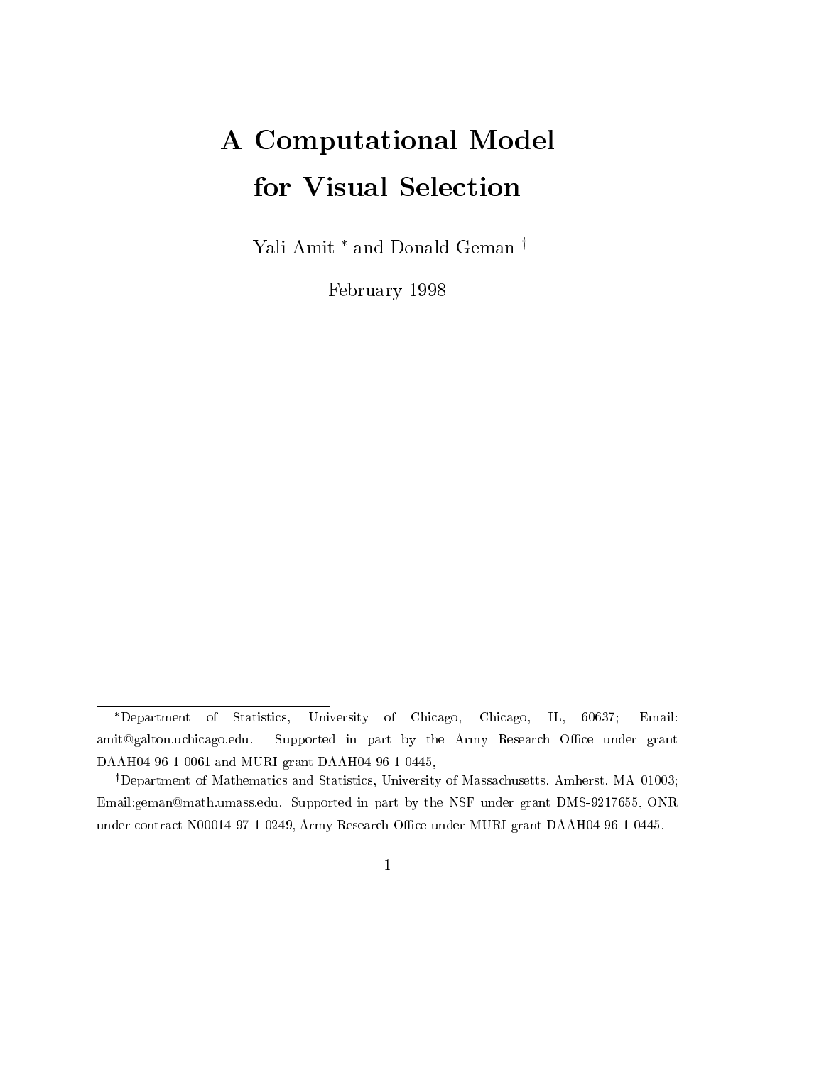# A Computational Model for Visual Selection

Yali Amit * and Donald Geman †

February 1998

---

*Department of Statistics, University of Chicago, Chicago, IL, 60637; Email: amit@galton.uchicago.edu. Supported in part by the Army Research Office under grant DAAH04-96-1-0061 and MURI grant DAAH04-96-1-0445,

†Department of Mathematics and Statistics, University of Massachusetts, Amherst, MA 01003; Email:geman@math.umass.edu. Supported in part by the NSF under grant DMS-9217655, ONR under contract N00014-97-1-0249, Army Research Office under MURI grant DAAH04-96-1-0445.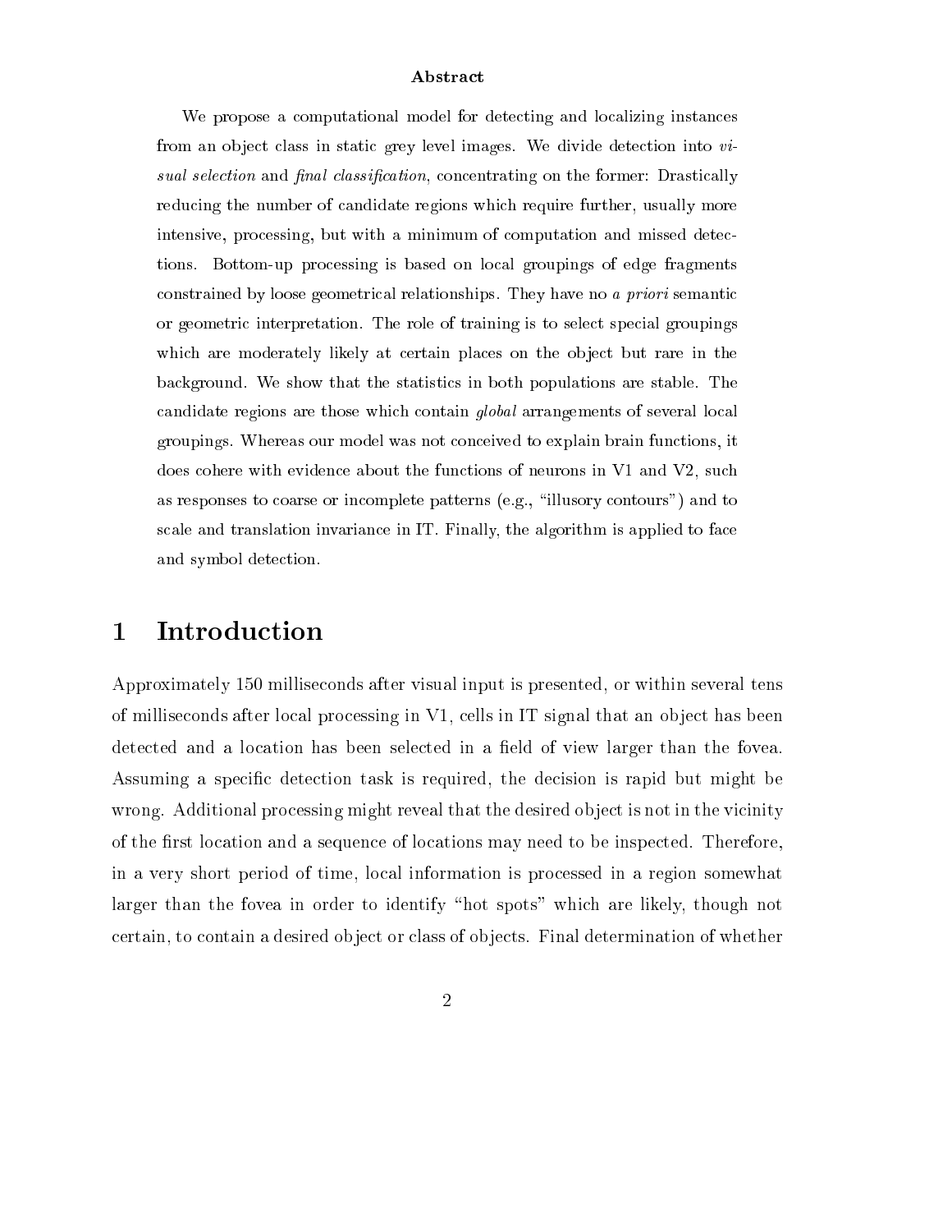### Abstract

We propose a computational model for detecting and localizing instances from an object class in static grey level images. We divide detection into *visual selection* and *final classification*, concentrating on the former: Drastically reducing the number of candidate regions which require further, usually more intensive, processing, but with a minimum of computation and missed detections. Bottom-up processing is based on local groupings of edge fragments constrained by loose geometrical relationships. They have no *a priori* semantic or geometric interpretation. The role of training is to select special groupings which are moderately likely at certain places on the object but rare in the background. We show that the statistics in both populations are stable. The candidate regions are those which contain *global* arrangements of several local groupings. Whereas our model was not conceived to explain brain functions, it does cohere with evidence about the functions of neurons in V1 and V2, such as responses to coarse or incomplete patterns (e.g., "illusory contours") and to scale and translation invariance in IT. Finally, the algorithm is applied to face and symbol detection.

# 1 Introduction

Approximately 150 milliseconds after visual input is presented, or within several tens of milliseconds after local processing in V1, cells in IT signal that an object has been detected and a location has been selected in a field of view larger than the fovea. Assuming a specific detection task is required, the decision is rapid but might be wrong. Additional processing might reveal that the desired object is not in the vicinity of the first location and a sequence of locations may need to be inspected. Therefore, in a very short period of time, local information is processed in a region somewhat larger than the fovea in order to identify "hot spots" which are likely, though not certain, to contain a desired object or class of objects. Final determination of whether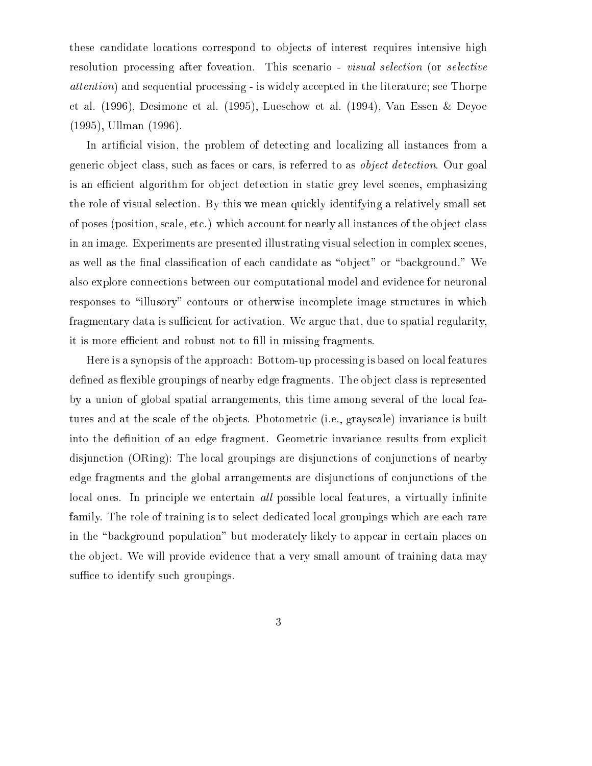these candidate locations correspond to objects of interest requires intensive high resolution processing after foveation. This scenario - *visual selection* (or *selective attention*) and sequential processing - is widely accepted in the literature; see Thorpe et al. (1996), Desimone et al. (1995), Lueschow et al. (1994), Van Essen & Deyoe (1995), Ullman (1996).

In artificial vision, the problem of detecting and localizing all instances from a generic object class, such as faces or cars, is referred to as *object detection*. Our goal is an efficient algorithm for object detection in static grey level scenes, emphasizing the role of visual selection. By this we mean quickly identifying a relatively small set of poses (position, scale, etc.) which account for nearly all instances of the object class in an image. Experiments are presented illustrating visual selection in complex scenes, as well as the final classification of each candidate as "object" or "background." We also explore connections between our computational model and evidence for neuronal responses to "illusory" contours or otherwise incomplete image structures in which fragmentary data is sufficient for activation. We argue that, due to spatial regularity, it is more efficient and robust not to fill in missing fragments.

Here is a synopsis of the approach: Bottom-up processing is based on local features defined as flexible groupings of nearby edge fragments. The object class is represented by a union of global spatial arrangements, this time among several of the local features and at the scale of the objects. Photometric (i.e., grayscale) invariance is built into the definition of an edge fragment. Geometric invariance results from explicit disjunction (ORing): The local groupings are disjunctions of conjunctions of nearby edge fragments and the global arrangements are disjunctions of conjunctions of the local ones. In principle we entertain *all* possible local features, a virtually infinite family. The role of training is to select dedicated local groupings which are each rare in the "background population" but moderately likely to appear in certain places on the object. We will provide evidence that a very small amount of training data may suffice to identify such groupings.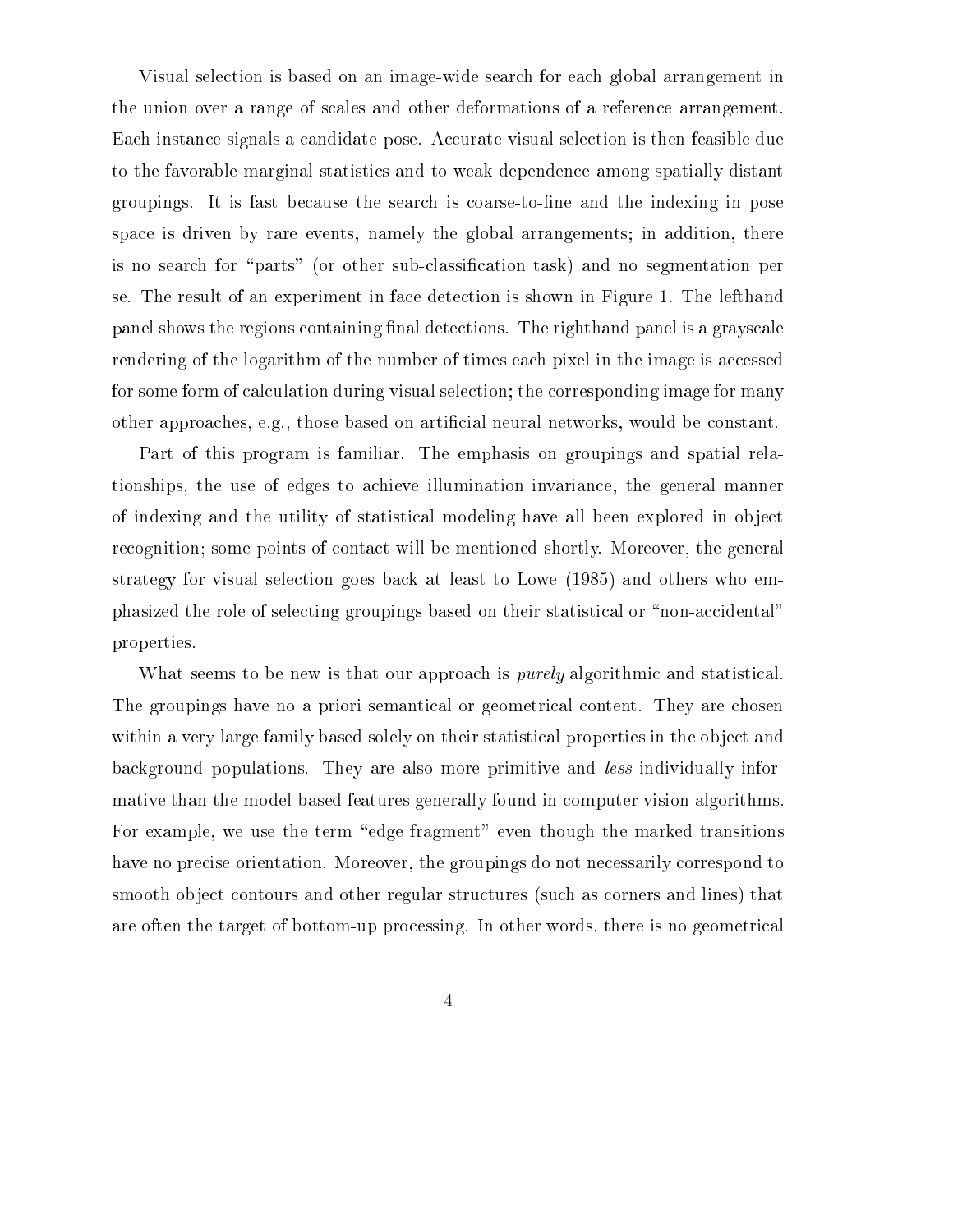Visual selection is based on an image-wide search for each global arrangement in the union over a range of scales and other deformations of a reference arrangement. Each instance signals a candidate pose. Accurate visual selection is then feasible due to the favorable marginal statistics and to weak dependence among spatially distant groupings. It is fast because the search is coarse-to-fine and the indexing in pose space is driven by rare events, namely the global arrangements; in addition, there is no search for "parts" (or other sub-classification task) and no segmentation per se. The result of an experiment in face detection is shown in Figure 1. The lefthand panel shows the regions containing final detections. The righthand panel is a grayscale rendering of the logarithm of the number of times each pixel in the image is accessed for some form of calculation during visual selection; the corresponding image for many other approaches, e.g., those based on artificial neural networks, would be constant.

Part of this program is familiar. The emphasis on groupings and spatial relationships, the use of edges to achieve illumination invariance, the general manner of indexing and the utility of statistical modeling have all been explored in object recognition; some points of contact will be mentioned shortly. Moreover, the general strategy for visual selection goes back at least to Lowe (1985) and others who emphasized the role of selecting groupings based on their statistical or "non-accidental" properties.

What seems to be new is that our approach is *purely* algorithmic and statistical. The groupings have no a priori semantical or geometrical content. They are chosen within a very large family based solely on their statistical properties in the object and background populations. They are also more primitive and *less* individually informative than the model-based features generally found in computer vision algorithms. For example, we use the term "edge fragment" even though the marked transitions have no precise orientation. Moreover, the groupings do not necessarily correspond to smooth object contours and other regular structures (such as corners and lines) that are often the target of bottom-up processing. In other words, there is no geometrical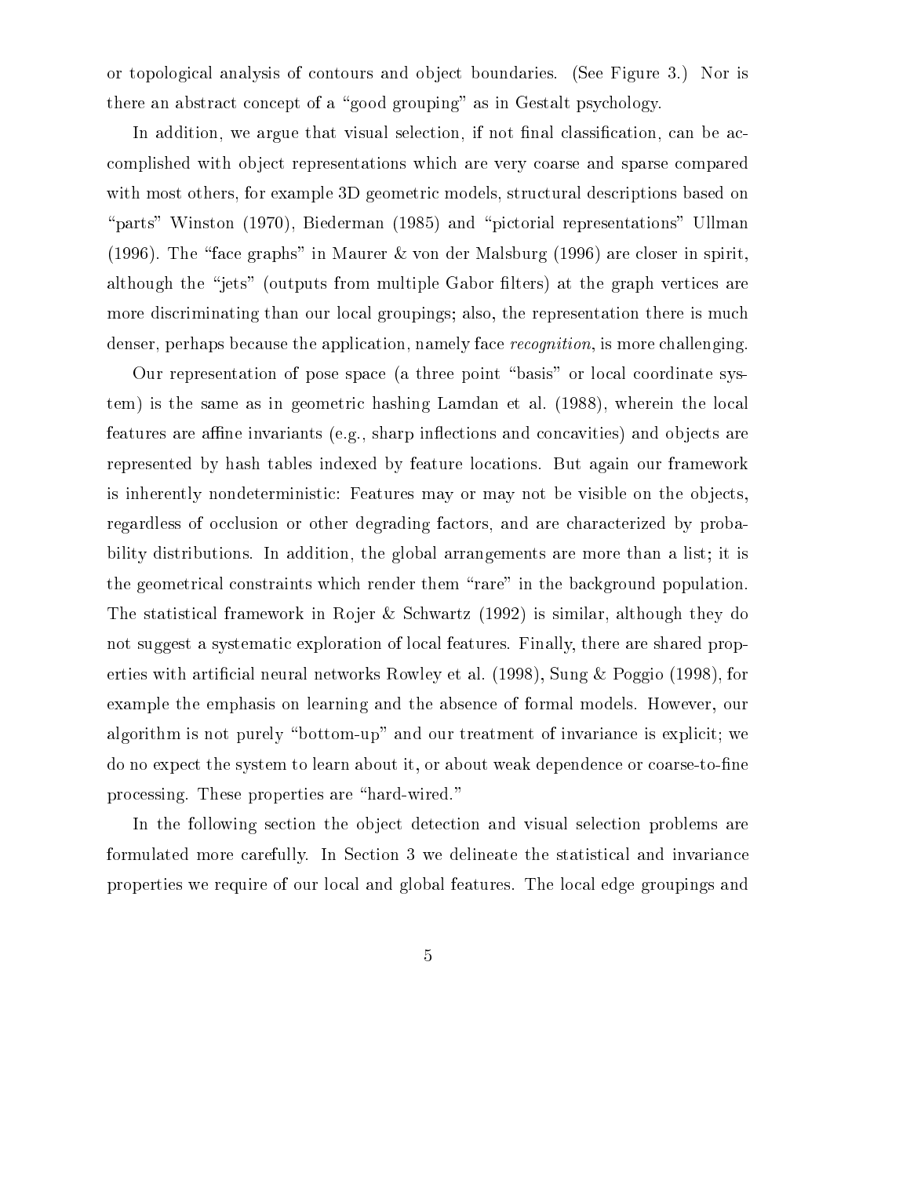or topological analysis of contours and object boundaries. (See Figure 3.) Nor is there an abstract concept of a "good grouping" as in Gestalt psychology.

In addition, we argue that visual selection, if not final classification, can be accomplished with object representations which are very coarse and sparse compared with most others, for example 3D geometric models, structural descriptions based on "parts" Winston (1970), Biederman (1985) and "pictorial representations" Ullman (1996). The "face graphs" in Maurer & von der Malsburg (1996) are closer in spirit, although the "jets" (outputs from multiple Gabor filters) at the graph vertices are more discriminating than our local groupings; also, the representation there is much denser, perhaps because the application, namely face *recognition*, is more challenging.

Our representation of pose space (a three point "basis" or local coordinate system) is the same as in geometric hashing Lamdan et al. (1988), wherein the local features are affine invariants (e.g., sharp inflections and concavities) and objects are represented by hash tables indexed by feature locations. But again our framework is inherently nondeterministic: Features may or may not be visible on the objects, regardless of occlusion or other degrading factors, and are characterized by probability distributions. In addition, the global arrangements are more than a list; it is the geometrical constraints which render them "rare" in the background population. The statistical framework in Rojer & Schwartz (1992) is similar, although they do not suggest a systematic exploration of local features. Finally, there are shared properties with artificial neural networks Rowley et al. (1998), Sung & Poggio (1998), for example the emphasis on learning and the absence of formal models. However, our algorithm is not purely "bottom-up" and our treatment of invariance is explicit; we do no expect the system to learn about it, or about weak dependence or coarse-to-fine processing. These properties are "hard-wired."

In the following section the object detection and visual selection problems are formulated more carefully. In Section 3 we delineate the statistical and invariance properties we require of our local and global features. The local edge groupings and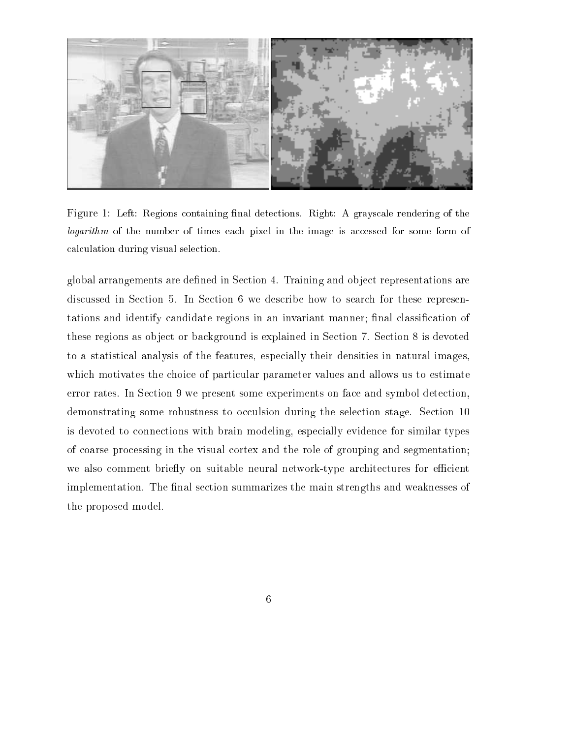Figure 1: Left: Regions containing final detections. Right: A grayscale rendering of the *logarithm* of the number of times each pixel in the image is accessed for some form of calculation during visual selection.

global arrangements are defined in Section 4. Training and object representations are discussed in Section 5. In Section 6 we describe how to search for these representations and identify candidate regions in an invariant manner; final classification of these regions as object or background is explained in Section 7. Section 8 is devoted to a statistical analysis of the features, especially their densities in natural images, which motivates the choice of particular parameter values and allows us to estimate error rates. In Section 9 we present some experiments on face and symbol detection, demonstrating some robustness to occulsion during the selection stage. Section 10 is devoted to connections with brain modeling, especially evidence for similar types of coarse processing in the visual cortex and the role of grouping and segmentation; we also comment briefly on suitable neural network-type architectures for efficient implementation. The final section summarizes the main strengths and weaknesses of the proposed model.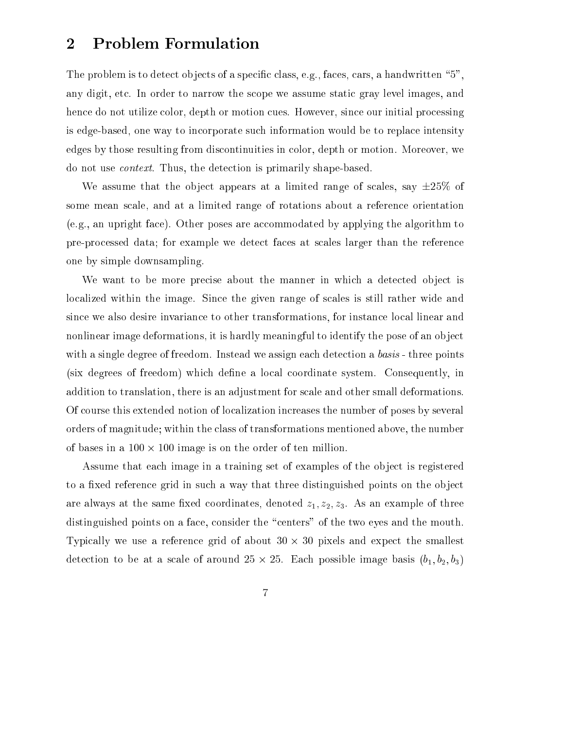## 2 Problem Formulation

The problem is to detect objects of a specific class, e.g., faces, cars, a handwritten "5", any digit, etc. In order to narrow the scope we assume static gray level images, and hence do not utilize color, depth or motion cues. However, since our initial processing is edge-based, one way to incorporate such information would be to replace intensity edges by those resulting from discontinuities in color, depth or motion. Moreover, we do not use *context*. Thus, the detection is primarily shape-based.

We assume that the object appears at a limited range of scales, say $\pm 25\%$ of some mean scale, and at a limited range of rotations about a reference orientation (e.g., an upright face). Other poses are accommodated by applying the algorithm to pre-processed data; for example we detect faces at scales larger than the reference one by simple downsampling.

We want to be more precise about the manner in which a detected object is localized within the image. Since the given range of scales is still rather wide and since we also desire invariance to other transformations, for instance local linear and nonlinear image deformations, it is hardly meaningful to identify the pose of an object with a single degree of freedom. Instead we assign each detection a *basis* - three points (six degrees of freedom) which define a local coordinate system. Consequently, in addition to translation, there is an adjustment for scale and other small deformations. Of course this extended notion of localization increases the number of poses by several orders of magnitude; within the class of transformations mentioned above, the number of bases in a $100 \times 100$ image is on the order of ten million.

Assume that each image in a training set of examples of the object is registered to a fixed reference grid in such a way that three distinguished points on the object are always at the same fixed coordinates, denoted $z_1, z_2, z_3$. As an example of three distinguished points on a face, consider the "centers" of the two eyes and the mouth. Typically we use a reference grid of about $30 \times 30$ pixels and expect the smallest detection to be at a scale of around $25 \times 25$. Each possible image basis $(b_1, b_2, b_3)$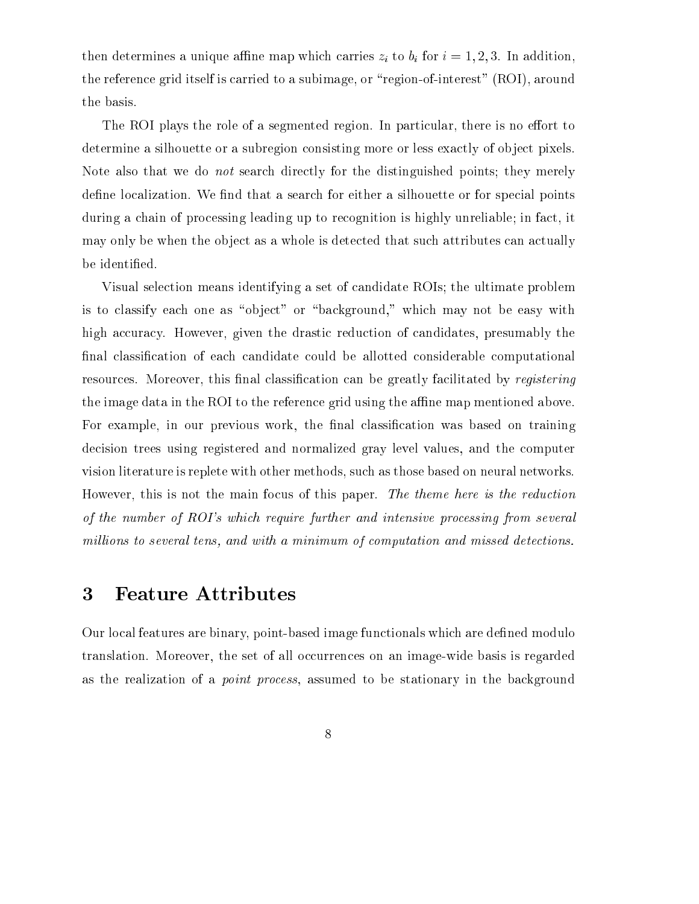then determines a unique affine map which carries $z_i$ to $b_i$ for $i = 1, 2, 3$. In addition, the reference grid itself is carried to a subimage, or "region-of-interest" (ROI), around the basis.

The ROI plays the role of a segmented region. In particular, there is no effort to determine a silhouette or a subregion consisting more or less exactly of object pixels. Note also that we do *not* search directly for the distinguished points; they merely define localization. We find that a search for either a silhouette or for special points during a chain of processing leading up to recognition is highly unreliable; in fact, it may only be when the object as a whole is detected that such attributes can actually be identified.

Visual selection means identifying a set of candidate ROIs; the ultimate problem is to classify each one as "object" or "background," which may not be easy with high accuracy. However, given the drastic reduction of candidates, presumably the final classification of each candidate could be allotted considerable computational resources. Moreover, this final classification can be greatly facilitated by *registering* the image data in the ROI to the reference grid using the affine map mentioned above. For example, in our previous work, the final classification was based on training decision trees using registered and normalized gray level values, and the computer vision literature is replete with other methods, such as those based on neural networks. However, this is not the main focus of this paper. *The theme here is the reduction of the number of ROI's which require further and intensive processing from several millions to several tens, and with a minimum of computation and missed detections.*

# 3 Feature Attributes

Our local features are binary, point-based image functionals which are defined modulo translation. Moreover, the set of all occurrences on an image-wide basis is regarded as the realization of a *point process*, assumed to be stationary in the background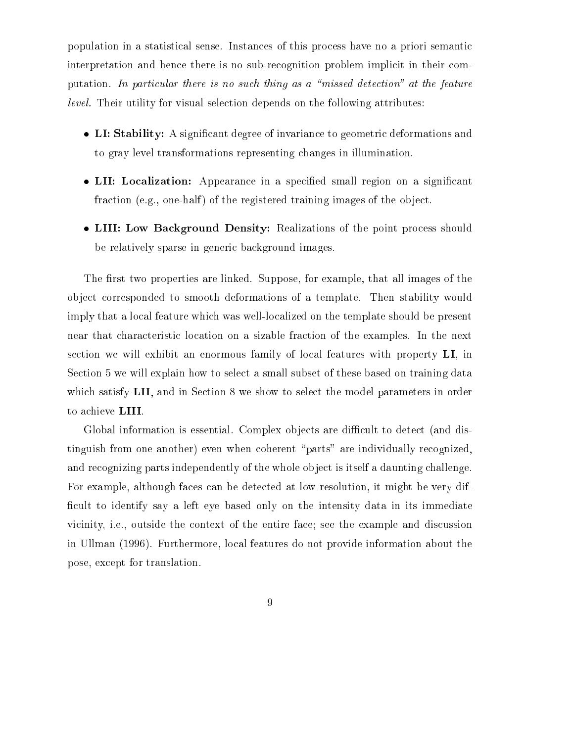population in a statistical sense. Instances of this process have no a priori semantic interpretation and hence there is no sub-recognition problem implicit in their computation. *In particular there is no such thing as a "missed detection" at the feature level.* Their utility for visual selection depends on the following attributes:

- **LI: Stability:** A significant degree of invariance to geometric deformations and to gray level transformations representing changes in illumination.
- **LII: Localization:** Appearance in a specified small region on a significant fraction (e.g., one-half) of the registered training images of the object.
- **LIII: Low Background Density:** Realizations of the point process should be relatively sparse in generic background images.

The first two properties are linked. Suppose, for example, that all images of the object corresponded to smooth deformations of a template. Then stability would imply that a local feature which was well-localized on the template should be present near that characteristic location on a sizable fraction of the examples. In the next section we will exhibit an enormous family of local features with property **LI**, in Section 5 we will explain how to select a small subset of these based on training data which satisfy **LII**, and in Section 8 we show to select the model parameters in order to achieve **LIII**.

Global information is essential. Complex objects are difficult to detect (and distinguish from one another) even when coherent "parts" are individually recognized, and recognizing parts independently of the whole object is itself a daunting challenge. For example, although faces can be detected at low resolution, it might be very difficult to identify say a left eye based only on the intensity data in its immediate vicinity, i.e., outside the context of the entire face; see the example and discussion in Ullman (1996). Furthermore, local features do not provide information about the pose, except for translation.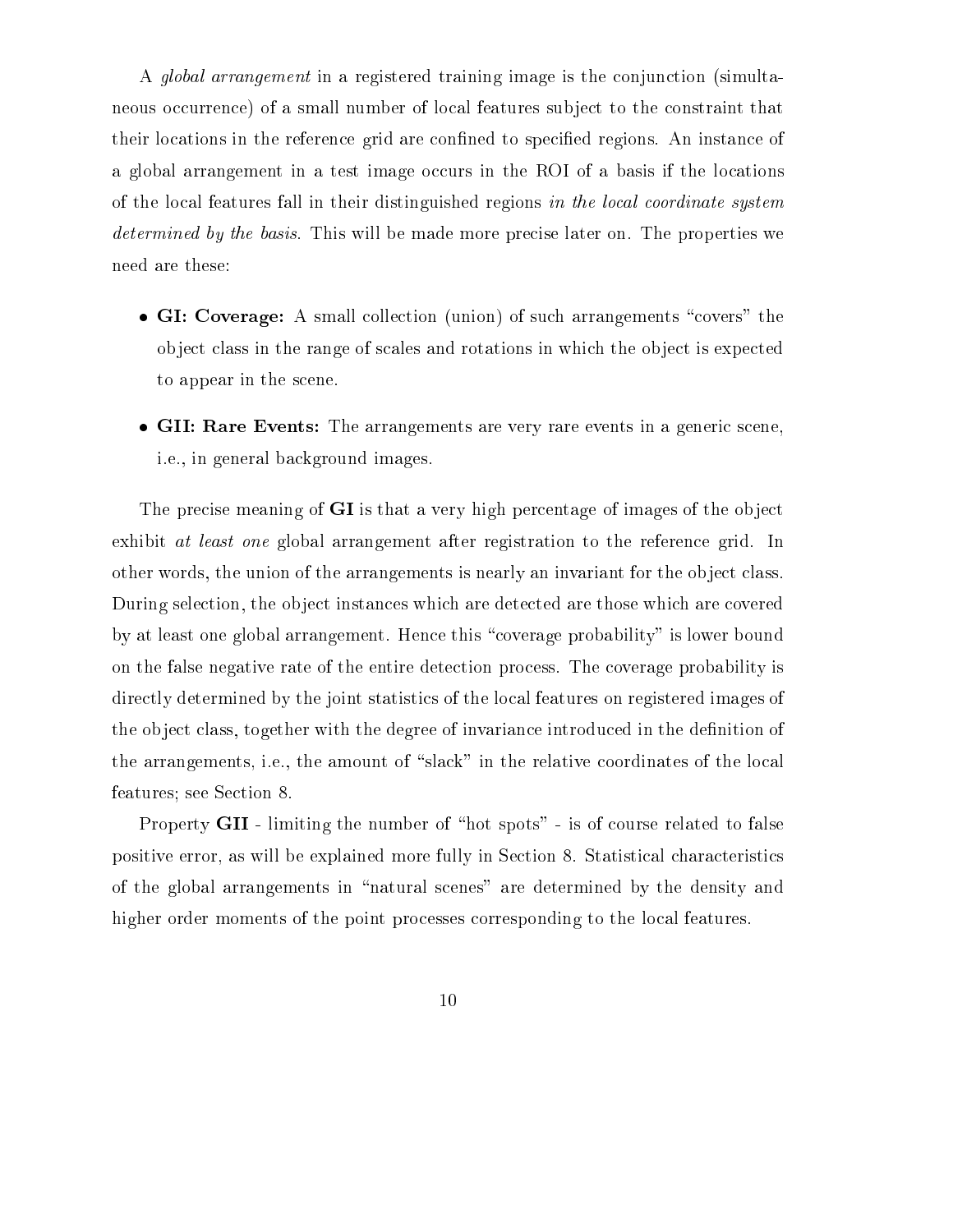A *global arrangement* in a registered training image is the conjunction (simultaneous occurrence) of a small number of local features subject to the constraint that their locations in the reference grid are confined to specified regions. An instance of a global arrangement in a test image occurs in the ROI of a basis if the locations of the local features fall in their distinguished regions *in the local coordinate system determined by the basis*. This will be made more precise later on. The properties we need are these:

- **GI: Coverage:** A small collection (union) of such arrangements "covers" the object class in the range of scales and rotations in which the object is expected to appear in the scene.
- **GII: Rare Events:** The arrangements are very rare events in a generic scene, i.e., in general background images.

The precise meaning of **GI** is that a very high percentage of images of the object exhibit *at least one* global arrangement after registration to the reference grid. In other words, the union of the arrangements is nearly an invariant for the object class. During selection, the object instances which are detected are those which are covered by at least one global arrangement. Hence this "coverage probability" is lower bound on the false negative rate of the entire detection process. The coverage probability is directly determined by the joint statistics of the local features on registered images of the object class, together with the degree of invariance introduced in the definition of the arrangements, i.e., the amount of "slack" in the relative coordinates of the local features; see Section 8.

Property **GII** - limiting the number of "hot spots" - is of course related to false positive error, as will be explained more fully in Section 8. Statistical characteristics of the global arrangements in "natural scenes" are determined by the density and higher order moments of the point processes corresponding to the local features.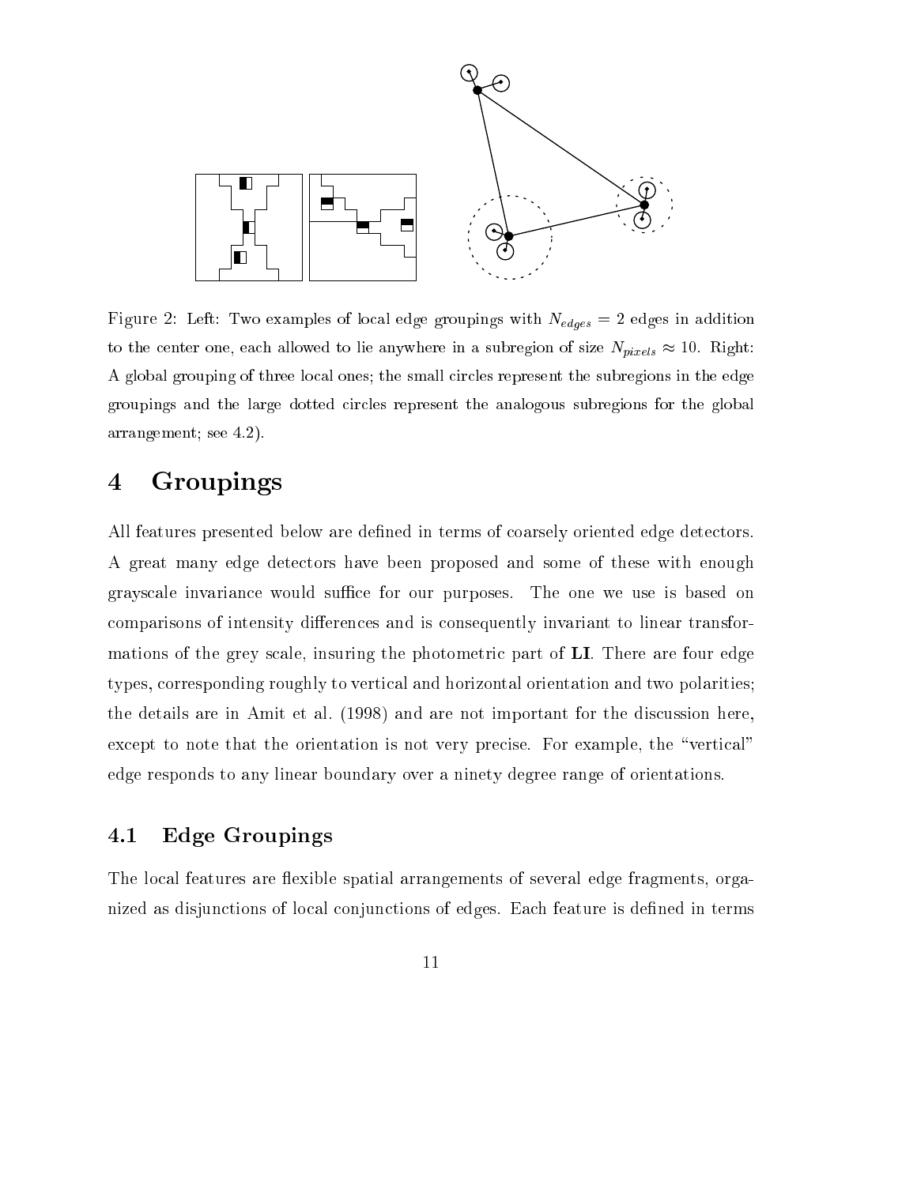Figure 2: Left: Two examples of local edge groupings with $N_{edges} = 2$ edges in addition to the center one, each allowed to lie anywhere in a subregion of size $N_{pixels} \approx 10$. Right: A global grouping of three local ones; the small circles represent the subregions in the edge groupings and the large dotted circles represent the analogous subregions for the global arrangement; see 4.2).

# 4 Groupings

All features presented below are defined in terms of coarsely oriented edge detectors. A great many edge detectors have been proposed and some of these with enough grayscale invariance would suffice for our purposes. The one we use is based on comparisons of intensity differences and is consequently invariant to linear transformations of the grey scale, insuring the photometric part of **LI**. There are four edge types, corresponding roughly to vertical and horizontal orientation and two polarities; the details are in Amit et al. (1998) and are not important for the discussion here, except to note that the orientation is not very precise. For example, the "vertical" edge responds to any linear boundary over a ninety degree range of orientations.

## 4.1 Edge Groupings

The local features are flexible spatial arrangements of several edge fragments, organized as disjunctions of local conjunctions of edges. Each feature is defined in terms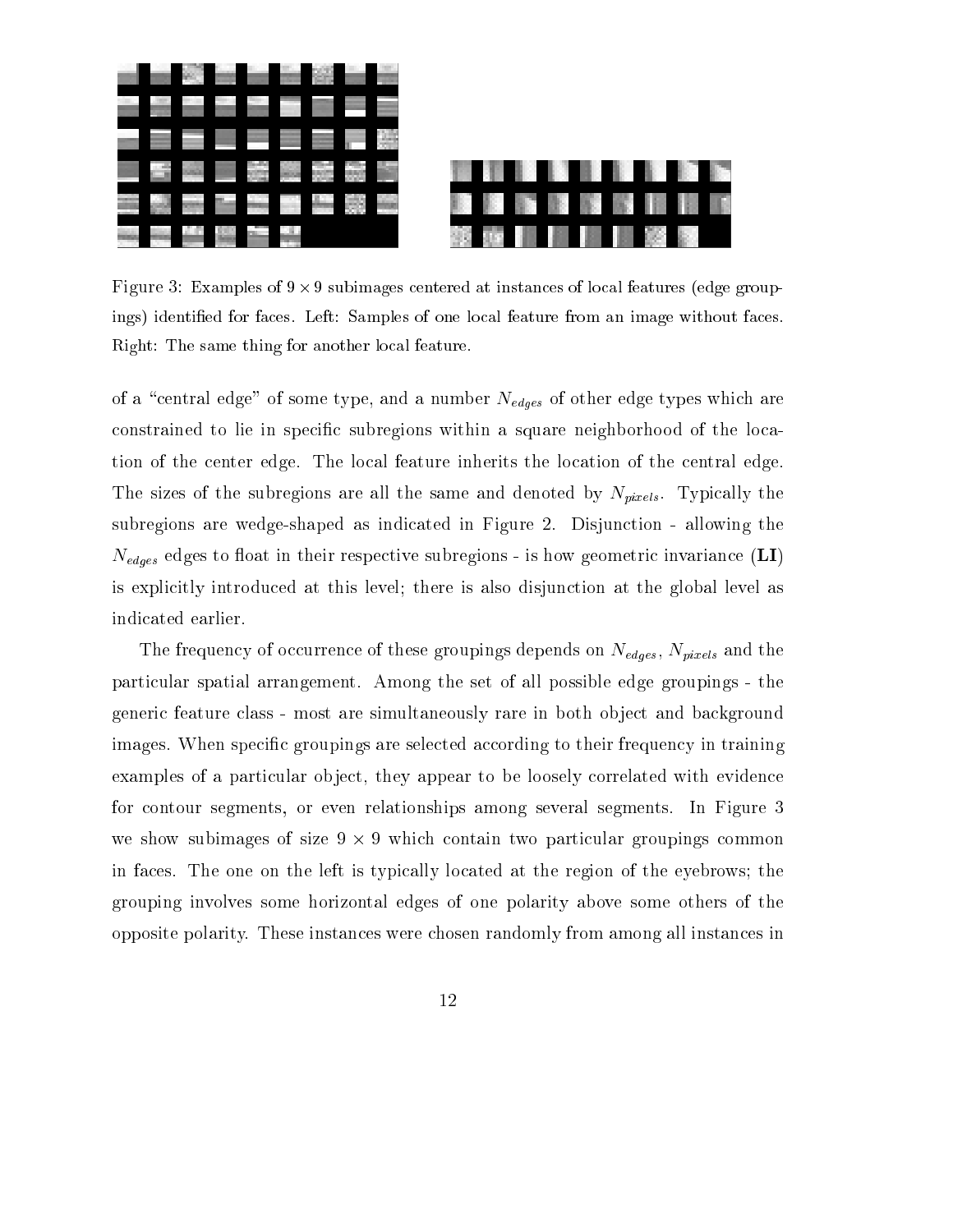Figure 3: Examples of $9 \times 9$ subimages centered at instances of local features (edge groupings) identified for faces. Left: Samples of one local feature from an image without faces. Right: The same thing for another local feature.

of a "central edge" of some type, and a number $N_{edges}$ of other edge types which are constrained to lie in specific subregions within a square neighborhood of the location of the center edge. The local feature inherits the location of the central edge. The sizes of the subregions are all the same and denoted by $N_{pixels}$. Typically the subregions are wedge-shaped as indicated in Figure 2. Disjunction - allowing the $N_{edges}$ edges to float in their respective subregions - is how geometric invariance (**LI**) is explicitly introduced at this level; there is also disjunction at the global level as indicated earlier.

The frequency of occurrence of these groupings depends on $N_{edges}$, $N_{pixels}$ and the particular spatial arrangement. Among the set of all possible edge groupings - the generic feature class - most are simultaneously rare in both object and background images. When specific groupings are selected according to their frequency in training examples of a particular object, they appear to be loosely correlated with evidence for contour segments, or even relationships among several segments. In Figure 3 we show subimages of size $9 \times 9$ which contain two particular groupings common in faces. The one on the left is typically located at the region of the eyebrows; the grouping involves some horizontal edges of one polarity above some others of the opposite polarity. These instances were chosen randomly from among all instances in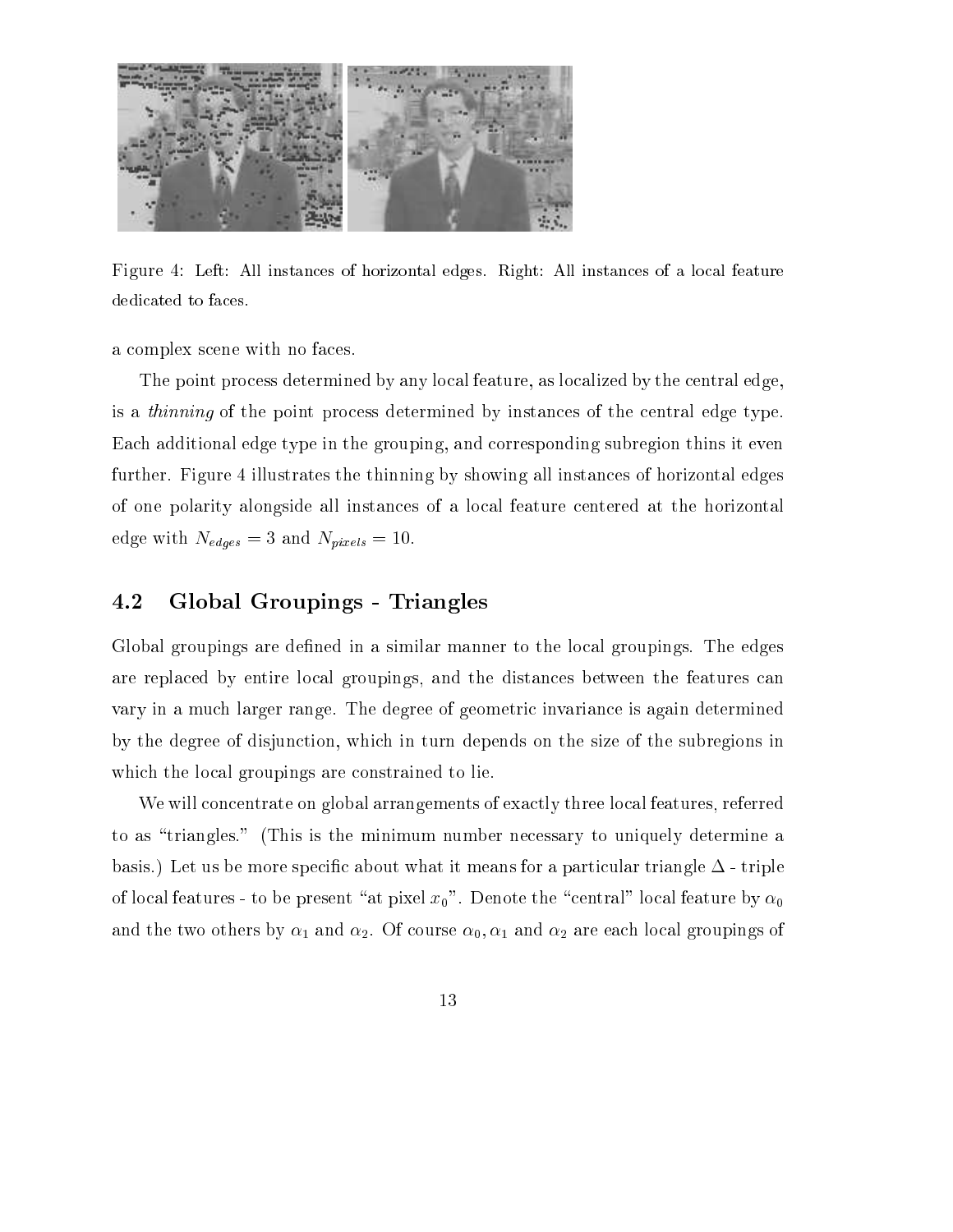Figure 4: Left: All instances of horizontal edges. Right: All instances of a local feature dedicated to faces.

a complex scene with no faces.

The point process determined by any local feature, as localized by the central edge, is a *thinning* of the point process determined by instances of the central edge type. Each additional edge type in the grouping, and corresponding subregion thins it even further. Figure 4 illustrates the thinning by showing all instances of horizontal edges of one polarity alongside all instances of a local feature centered at the horizontal edge with $N_{edges} = 3$ and $N_{pixels} = 10$.

## 4.2 Global Groupings - Triangles

Global groupings are defined in a similar manner to the local groupings. The edges are replaced by entire local groupings, and the distances between the features can vary in a much larger range. The degree of geometric invariance is again determined by the degree of disjunction, which in turn depends on the size of the subregions in which the local groupings are constrained to lie.

We will concentrate on global arrangements of exactly three local features, referred to as "triangles." (This is the minimum number necessary to uniquely determine a basis.) Let us be more specific about what it means for a particular triangle $\Delta$ - triple of local features - to be present "at pixel $x_0$". Denote the "central" local feature by $\alpha_0$ and the two others by $\alpha_1$ and $\alpha_2$. Of course $\alpha_0, \alpha_1$ and $\alpha_2$ are each local groupings of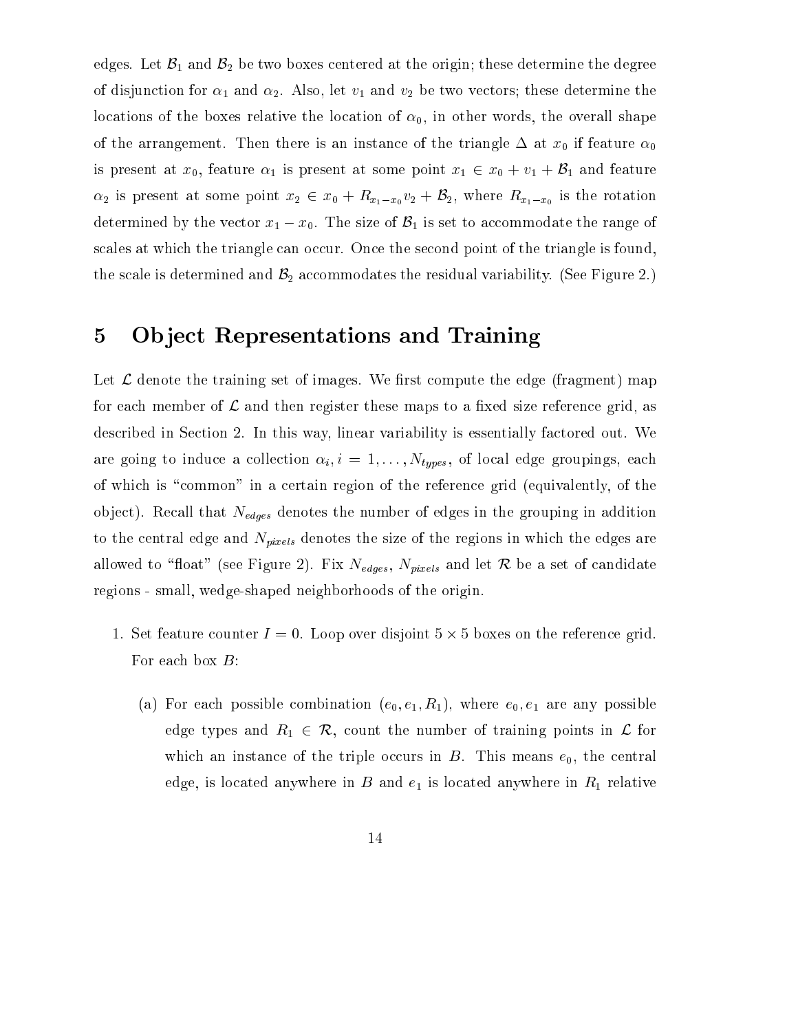edges. Let $\mathcal{B}_1$ and $\mathcal{B}_2$ be two boxes centered at the origin; these determine the degree of disjunction for $\alpha_1$ and $\alpha_2$. Also, let $v_1$ and $v_2$ be two vectors; these determine the locations of the boxes relative the location of $\alpha_0$, in other words, the overall shape of the arrangement. Then there is an instance of the triangle $\Delta$ at $x_0$ if feature $\alpha_0$ is present at $x_0$, feature $\alpha_1$ is present at some point $x_1 \in x_0 + v_1 + \mathcal{B}_1$ and feature $\alpha_2$ is present at some point $x_2 \in x_0 + R_{x_1 - x_0} v_2 + \mathcal{B}_2$, where $R_{x_1 - x_0}$ is the rotation determined by the vector $x_1 - x_0$. The size of $\mathcal{B}_1$ is set to accommodate the range of scales at which the triangle can occur. Once the second point of the triangle is found, the scale is determined and $\mathcal{B}_2$ accommodates the residual variability. (See Figure 2.)

# 5 Object Representations and Training

Let $\mathcal{L}$ denote the training set of images. We first compute the edge (fragment) map for each member of $\mathcal{L}$ and then register these maps to a fixed size reference grid, as described in Section 2. In this way, linear variability is essentially factored out. We are going to induce a collection $\alpha_i, i = 1, \ldots, N_{types}$, of local edge groupings, each of which is "common" in a certain region of the reference grid (equivalently, of the object). Recall that $N_{edges}$ denotes the number of edges in the grouping in addition to the central edge and $N_{pixels}$ denotes the size of the regions in which the edges are allowed to "float" (see Figure 2). Fix $N_{edges}$, $N_{pixels}$ and let $\mathcal{R}$ be a set of candidate regions - small, wedge-shaped neighborhoods of the origin.

1. Set feature counter $I = 0$. Loop over disjoint $5 \times 5$ boxes on the reference grid. For each box $B$:

   (a) For each possible combination $(e_0, e_1, R_1)$, where $e_0, e_1$ are any possible edge types and $R_1 \in \mathcal{R}$, count the number of training points in $\mathcal{L}$ for which an instance of the triple occurs in $B$. This means $e_0$, the central edge, is located anywhere in $B$ and $e_1$ is located anywhere in $R_1$ relative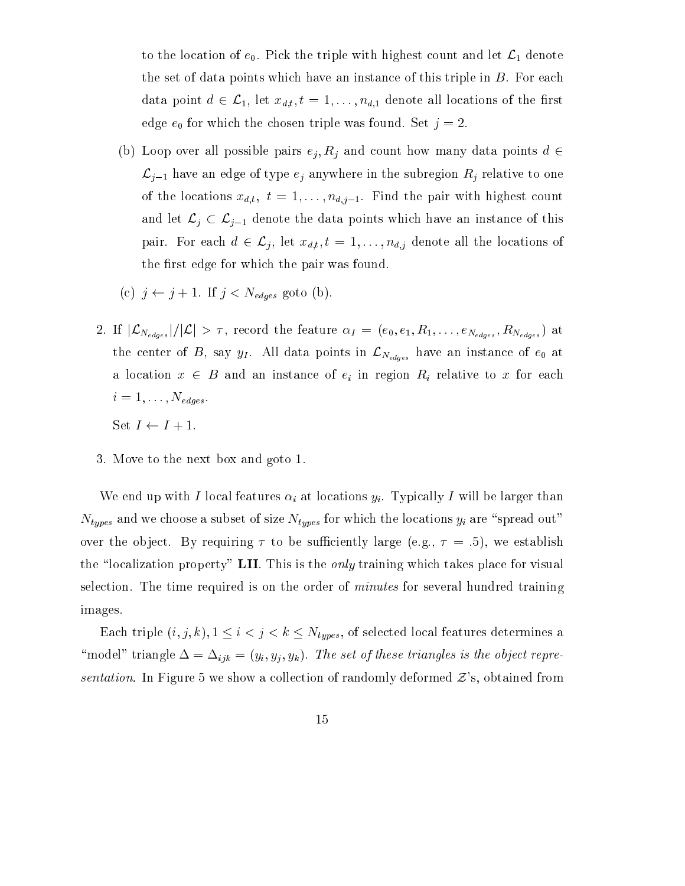to the location of $e_0$. Pick the triple with highest count and let $\mathcal{L}_1$ denote the set of data points which have an instance of this triple in $B$. For each data point $d \in \mathcal{L}_1$, let $x_{d,t}, t = 1, \ldots, n_{d,1}$ denote all locations of the first edge $e_0$ for which the chosen triple was found. Set $j = 2$.

   (b) Loop over all possible pairs $e_j, R_j$ and count how many data points $d \in \mathcal{L}_{j-1}$ have an edge of type $e_j$ anywhere in the subregion $R_j$ relative to one of the locations $x_{d,t},\ t = 1, \ldots, n_{d,j-1}$. Find the pair with highest count and let $\mathcal{L}_j \subset \mathcal{L}_{j-1}$ denote the data points which have an instance of this pair. For each $d \in \mathcal{L}_j$, let $x_{d,t}, t = 1, \ldots, n_{d,j}$ denote all the locations of the first edge for which the pair was found.

   (c) $j \leftarrow j + 1$. If $j < N_{edges}$ goto (b).

2. If $|\mathcal{L}_{N_{edges}}|/|\mathcal{L}| > \tau$, record the feature $\alpha_I = (e_0, e_1, R_1, \ldots, e_{N_{edges}}, R_{N_{edges}})$ at the center of $B$, say $y_I$. All data points in $\mathcal{L}_{N_{edges}}$ have an instance of $e_0$ at a location $x \in B$ and an instance of $e_i$ in region $R_i$ relative to $x$ for each $i = 1, \ldots, N_{edges}$.

   Set $I \leftarrow I + 1$.

3. Move to the next box and goto 1.

We end up with $I$ local features $\alpha_i$ at locations $y_i$. Typically $I$ will be larger than $N_{types}$ and we choose a subset of size $N_{types}$ for which the locations $y_i$ are "spread out" over the object. By requiring $\tau$ to be sufficiently large (e.g., $\tau = .5$), we establish the "localization property" **LII**. This is the *only* training which takes place for visual selection. The time required is on the order of *minutes* for several hundred training images.

Each triple $(i, j, k), 1 \leq i < j < k \leq N_{types}$, of selected local features determines a "model" triangle $\Delta = \Delta_{ijk} = (y_i, y_j, y_k)$. *The set of these triangles is the object representation.* In Figure 5 we show a collection of randomly deformed $\mathcal{Z}$'s, obtained from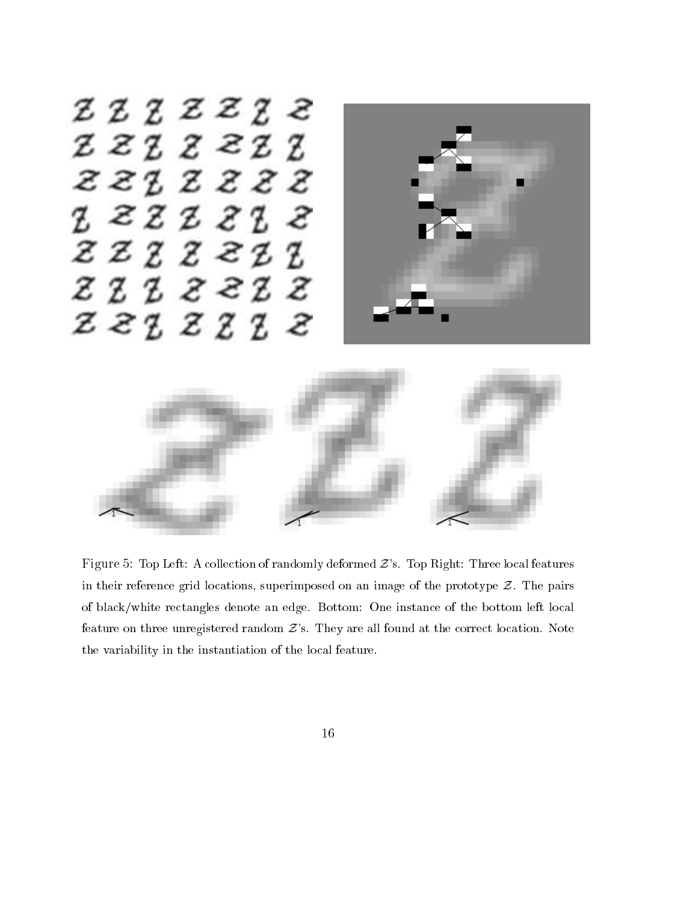Figure 5: Top Left: A collection of randomly deformed $\mathcal{Z}$'s. Top Right: Three local features in their reference grid locations, superimposed on an image of the prototype $\mathcal{Z}$. The pairs of black/white rectangles denote an edge. Bottom: One instance of the bottom left local feature on three unregistered random $\mathcal{Z}$'s. They are all found at the correct location. Note the variability in the instantiation of the local feature.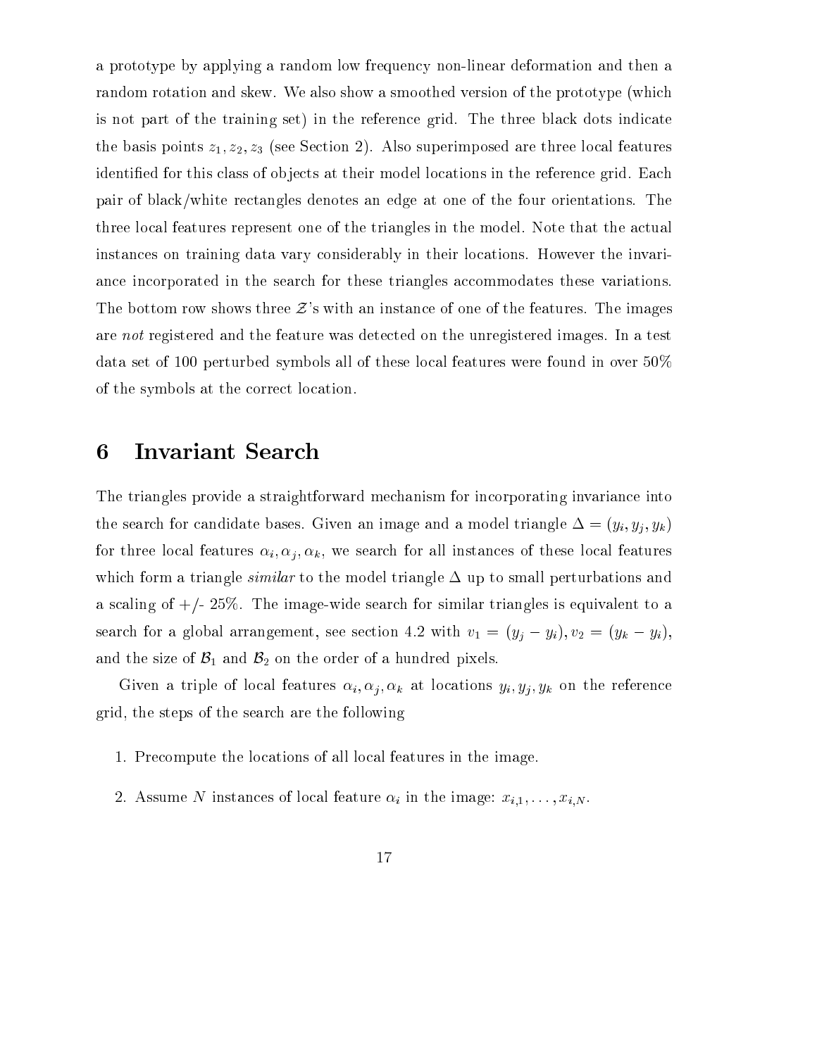a prototype by applying a random low frequency non-linear deformation and then a random rotation and skew. We also show a smoothed version of the prototype (which is not part of the training set) in the reference grid. The three black dots indicate the basis points $z_1, z_2, z_3$ (see Section 2). Also superimposed are three local features identified for this class of objects at their model locations in the reference grid. Each pair of black/white rectangles denotes an edge at one of the four orientations. The three local features represent one of the triangles in the model. Note that the actual instances on training data vary considerably in their locations. However the invariance incorporated in the search for these triangles accommodates these variations. The bottom row shows three $\mathcal{Z}$'s with an instance of one of the features. The images are *not* registered and the feature was detected on the unregistered images. In a test data set of 100 perturbed symbols all of these local features were found in over 50% of the symbols at the correct location.

# 6 Invariant Search

The triangles provide a straightforward mechanism for incorporating invariance into the search for candidate bases. Given an image and a model triangle $\Delta = (y_i, y_j, y_k)$ for three local features $\alpha_i, \alpha_j, \alpha_k$, we search for all instances of these local features which form a triangle *similar* to the model triangle $\Delta$ up to small perturbations and a scaling of +/- 25%. The image-wide search for similar triangles is equivalent to a search for a global arrangement, see section 4.2 with $v_1 = (y_j - y_i), v_2 = (y_k - y_i)$, and the size of $\mathcal{B}_1$ and $\mathcal{B}_2$ on the order of a hundred pixels.

Given a triple of local features $\alpha_i, \alpha_j, \alpha_k$ at locations $y_i, y_j, y_k$ on the reference grid, the steps of the search are the following

1. Precompute the locations of all local features in the image.
2. Assume $N$ instances of local feature $\alpha_i$ in the image: $x_{i,1}, \ldots, x_{i,N}$.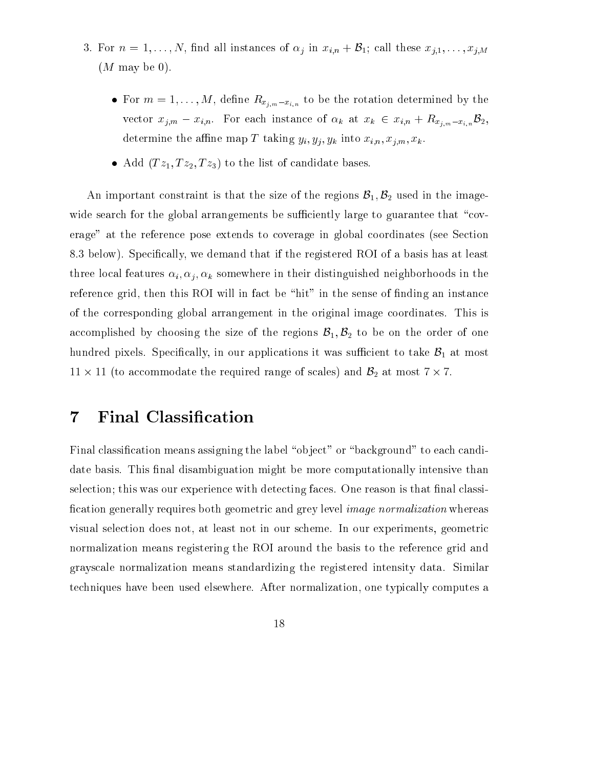3. For $n = 1, \ldots, N$, find all instances of $\alpha_j$ in $x_{i,n} + \mathcal{B}_1$; call these $x_{j,1}, \ldots, x_{j,M}$ ($M$ may be 0).

   - For $m = 1, \ldots, M$, define $R_{x_{j,m} - x_{i,n}}$ to be the rotation determined by the vector $x_{j,m} - x_{i,n}$. For each instance of $\alpha_k$ at $x_k \in x_{i,n} + R_{x_{j,m}-x_{i,n}} \mathcal{B}_2$, determine the affine map $T$ taking $y_i, y_j, y_k$ into $x_{i,n}, x_{j,m}, x_k$.
   - Add $(Tz_1, Tz_2, Tz_3)$ to the list of candidate bases.

An important constraint is that the size of the regions $\mathcal{B}_1, \mathcal{B}_2$ used in the image-wide search for the global arrangements be sufficiently large to guarantee that "coverage" at the reference pose extends to coverage in global coordinates (see Section 8.3 below). Specifically, we demand that if the registered ROI of a basis has at least three local features $\alpha_i, \alpha_j, \alpha_k$ somewhere in their distinguished neighborhoods in the reference grid, then this ROI will in fact be "hit" in the sense of finding an instance of the corresponding global arrangement in the original image coordinates. This is accomplished by choosing the size of the regions $\mathcal{B}_1, \mathcal{B}_2$ to be on the order of one hundred pixels. Specifically, in our applications it was sufficient to take $\mathcal{B}_1$ at most $11 \times 11$ (to accommodate the required range of scales) and $\mathcal{B}_2$ at most $7 \times 7$.

# 7 Final Classification

Final classification means assigning the label "object" or "background" to each candidate basis. This final disambiguation might be more computationally intensive than selection; this was our experience with detecting faces. One reason is that final classification generally requires both geometric and grey level *image normalization* whereas visual selection does not, at least not in our scheme. In our experiments, geometric normalization means registering the ROI around the basis to the reference grid and grayscale normalization means standardizing the registered intensity data. Similar techniques have been used elsewhere. After normalization, one typically computes a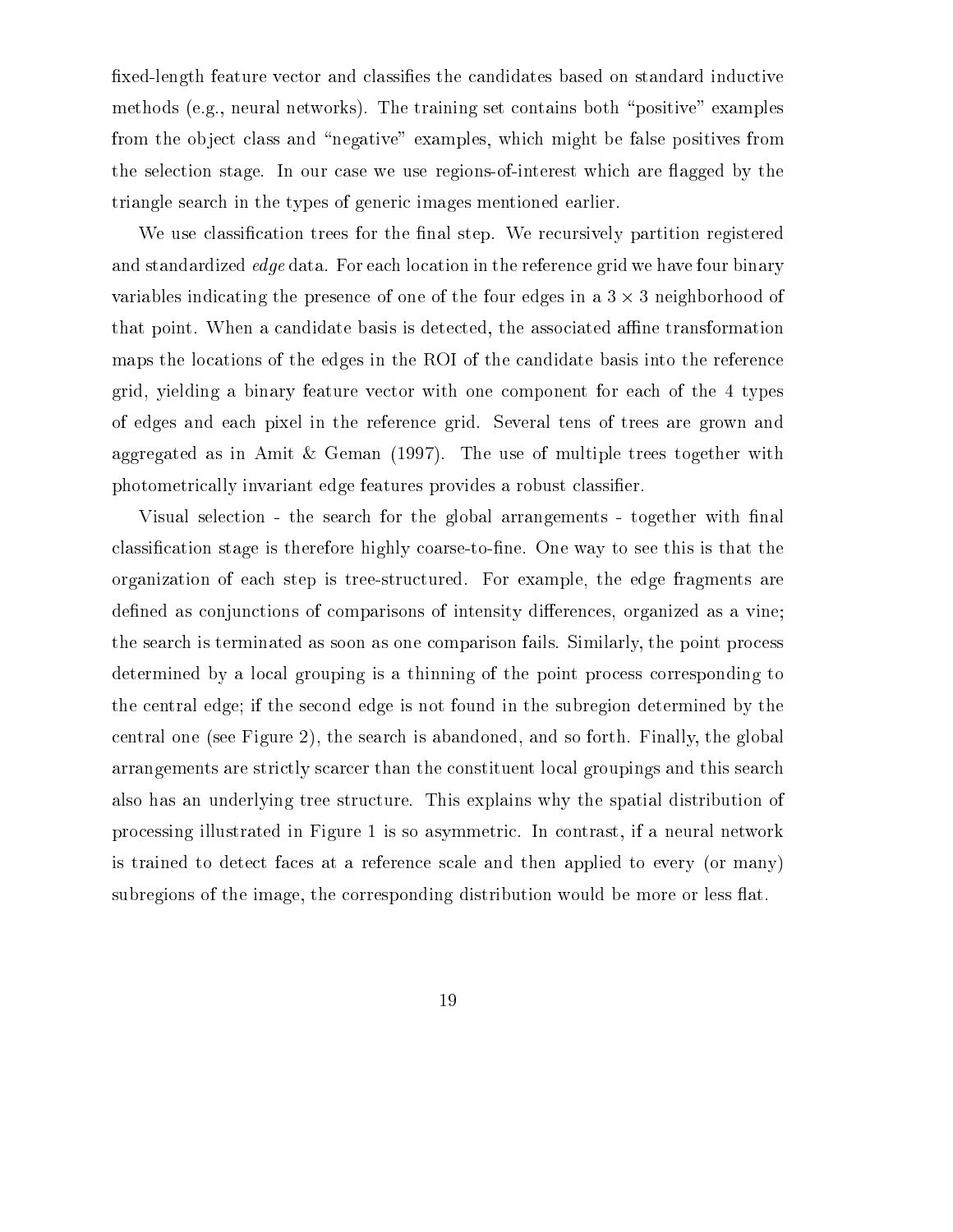fixed-length feature vector and classifies the candidates based on standard inductive methods (e.g., neural networks). The training set contains both "positive" examples from the object class and "negative" examples, which might be false positives from the selection stage. In our case we use regions-of-interest which are flagged by the triangle search in the types of generic images mentioned earlier.

We use classification trees for the final step. We recursively partition registered and standardized *edge* data. For each location in the reference grid we have four binary variables indicating the presence of one of the four edges in a $3 \times 3$ neighborhood of that point. When a candidate basis is detected, the associated affine transformation maps the locations of the edges in the ROI of the candidate basis into the reference grid, yielding a binary feature vector with one component for each of the 4 types of edges and each pixel in the reference grid. Several tens of trees are grown and aggregated as in Amit & Geman (1997). The use of multiple trees together with photometrically invariant edge features provides a robust classifier.

Visual selection - the search for the global arrangements - together with final classification stage is therefore highly coarse-to-fine. One way to see this is that the organization of each step is tree-structured. For example, the edge fragments are defined as conjunctions of comparisons of intensity differences, organized as a vine; the search is terminated as soon as one comparison fails. Similarly, the point process determined by a local grouping is a thinning of the point process corresponding to the central edge; if the second edge is not found in the subregion determined by the central one (see Figure 2), the search is abandoned, and so forth. Finally, the global arrangements are strictly scarcer than the constituent local groupings and this search also has an underlying tree structure. This explains why the spatial distribution of processing illustrated in Figure 1 is so asymmetric. In contrast, if a neural network is trained to detect faces at a reference scale and then applied to every (or many) subregions of the image, the corresponding distribution would be more or less flat.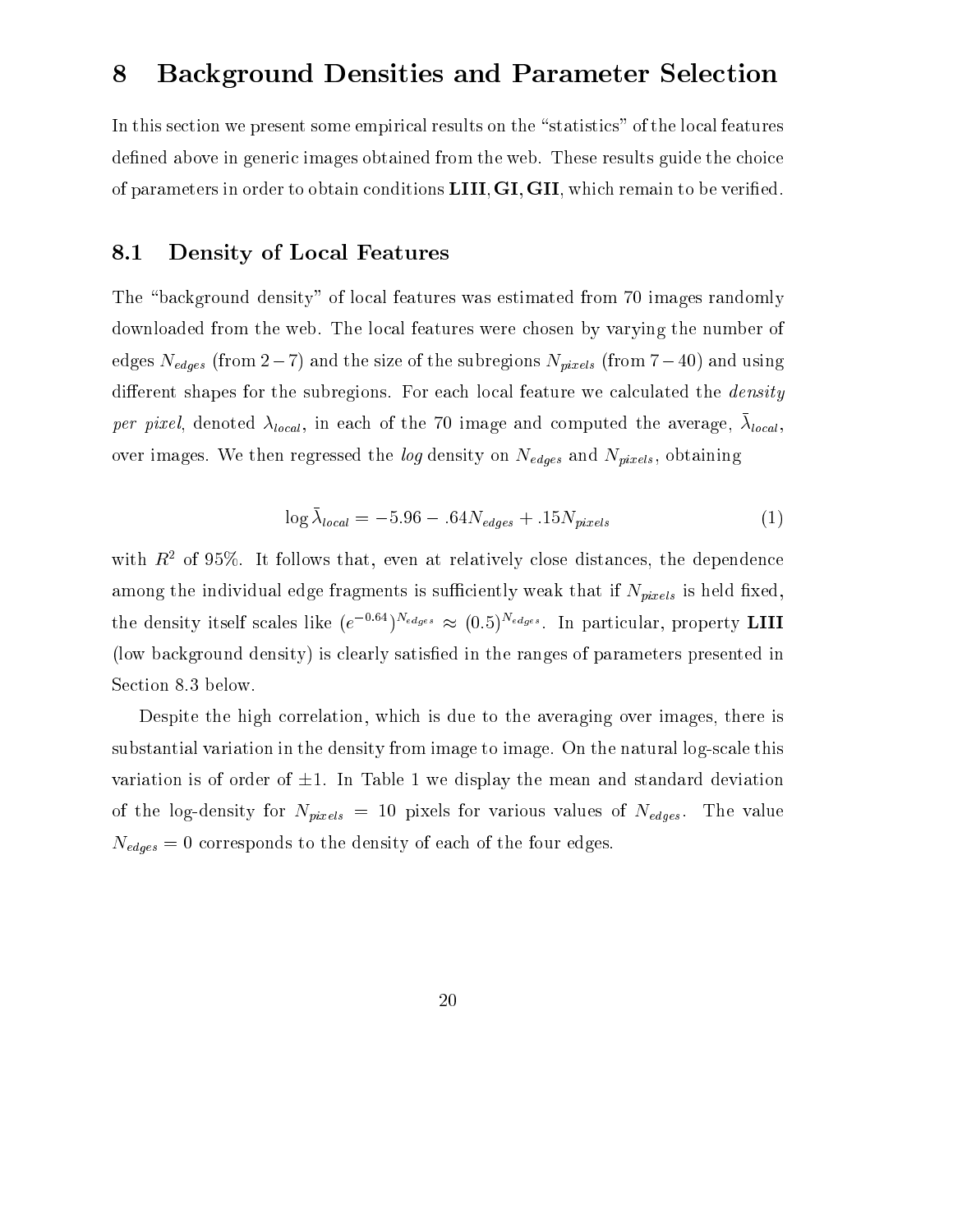# 8 Background Densities and Parameter Selection

In this section we present some empirical results on the "statistics" of the local features defined above in generic images obtained from the web. These results guide the choice of parameters in order to obtain conditions **LIII**, **GI**, **GII**, which remain to be verified.

## 8.1 Density of Local Features

The "background density" of local features was estimated from 70 images randomly downloaded from the web. The local features were chosen by varying the number of edges $N_{edges}$ (from $2-7$) and the size of the subregions $N_{pixels}$ (from $7-40$) and using different shapes for the subregions. For each local feature we calculated the *density per pixel*, denoted $\lambda_{local}$, in each of the 70 image and computed the average, $\bar{\lambda}_{local}$, over images. We then regressed the *log* density on $N_{edges}$ and $N_{pixels}$, obtaining

$$\log \bar{\lambda}_{local} = -5.96 - .64 N_{edges} + .15 N_{pixels} \tag{1}$$

with $R^2$ of 95%. It follows that, even at relatively close distances, the dependence among the individual edge fragments is sufficiently weak that if $N_{pixels}$ is held fixed, the density itself scales like $(e^{-0.64})^{N_{edges}} \approx (0.5)^{N_{edges}}$. In particular, property **LIII** (low background density) is clearly satisfied in the ranges of parameters presented in Section 8.3 below.

Despite the high correlation, which is due to the averaging over images, there is substantial variation in the density from image to image. On the natural log-scale this variation is of order of $\pm 1$. In Table 1 we display the mean and standard deviation of the log-density for $N_{pixels} = 10$ pixels for various values of $N_{edges}$. The value $N_{edges} = 0$ corresponds to the density of each of the four edges.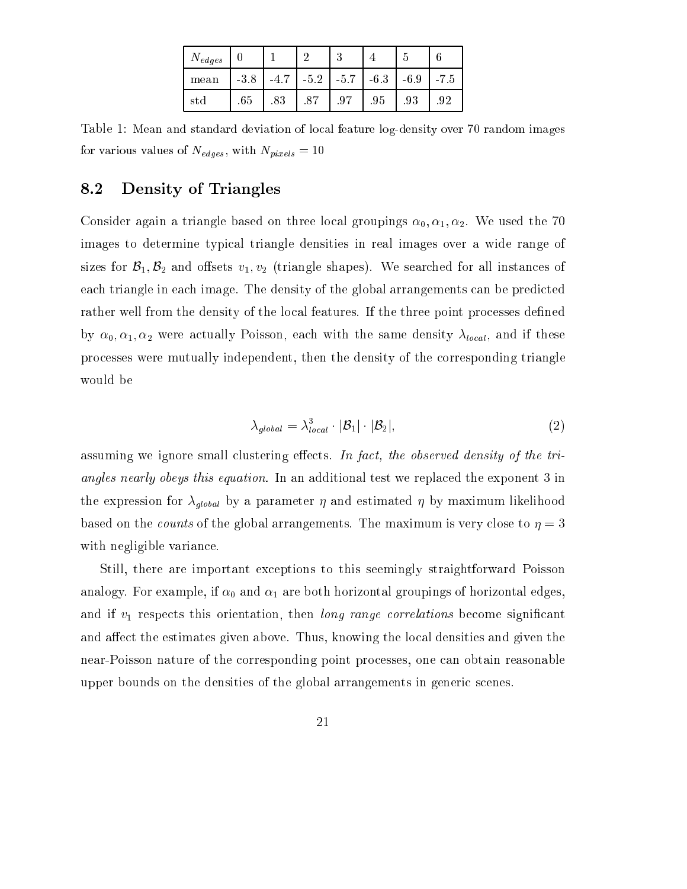| $N_{edges}$ | 0 | 1 | 2 | 3 | 4 | 5 | 6 |
|---|---|---|---|---|---|---|---|
| mean | -3.8 | -4.7 | -5.2 | -5.7 | -6.3 | -6.9 | -7.5 |
| std | .65 | .83 | .87 | .97 | .95 | .93 | .92 |

Table 1: Mean and standard deviation of local feature log-density over 70 random images for various values of $N_{edges}$, with $N_{pixels} = 10$

### 8.2 Density of Triangles

Consider again a triangle based on three local groupings $\alpha_0, \alpha_1, \alpha_2$. We used the 70 images to determine typical triangle densities in real images over a wide range of sizes for $\mathcal{B}_1, \mathcal{B}_2$ and offsets $v_1, v_2$ (triangle shapes). We searched for all instances of each triangle in each image. The density of the global arrangements can be predicted rather well from the density of the local features. If the three point processes defined by $\alpha_0, \alpha_1, \alpha_2$ were actually Poisson, each with the same density $\lambda_{local}$, and if these processes were mutually independent, then the density of the corresponding triangle would be

$$\lambda_{global} = \lambda_{local}^3 \cdot |\mathcal{B}_1| \cdot |\mathcal{B}_2|, \tag{2}$$

assuming we ignore small clustering effects. *In fact, the observed density of the triangles nearly obeys this equation.* In an additional test we replaced the exponent 3 in the expression for $\lambda_{global}$ by a parameter $\eta$ and estimated $\eta$ by maximum likelihood based on the *counts* of the global arrangements. The maximum is very close to $\eta = 3$ with negligible variance.

Still, there are important exceptions to this seemingly straightforward Poisson analogy. For example, if $\alpha_0$ and $\alpha_1$ are both horizontal groupings of horizontal edges, and if $v_1$ respects this orientation, then *long range correlations* become significant and affect the estimates given above. Thus, knowing the local densities and given the near-Poisson nature of the corresponding point processes, one can obtain reasonable upper bounds on the densities of the global arrangements in generic scenes.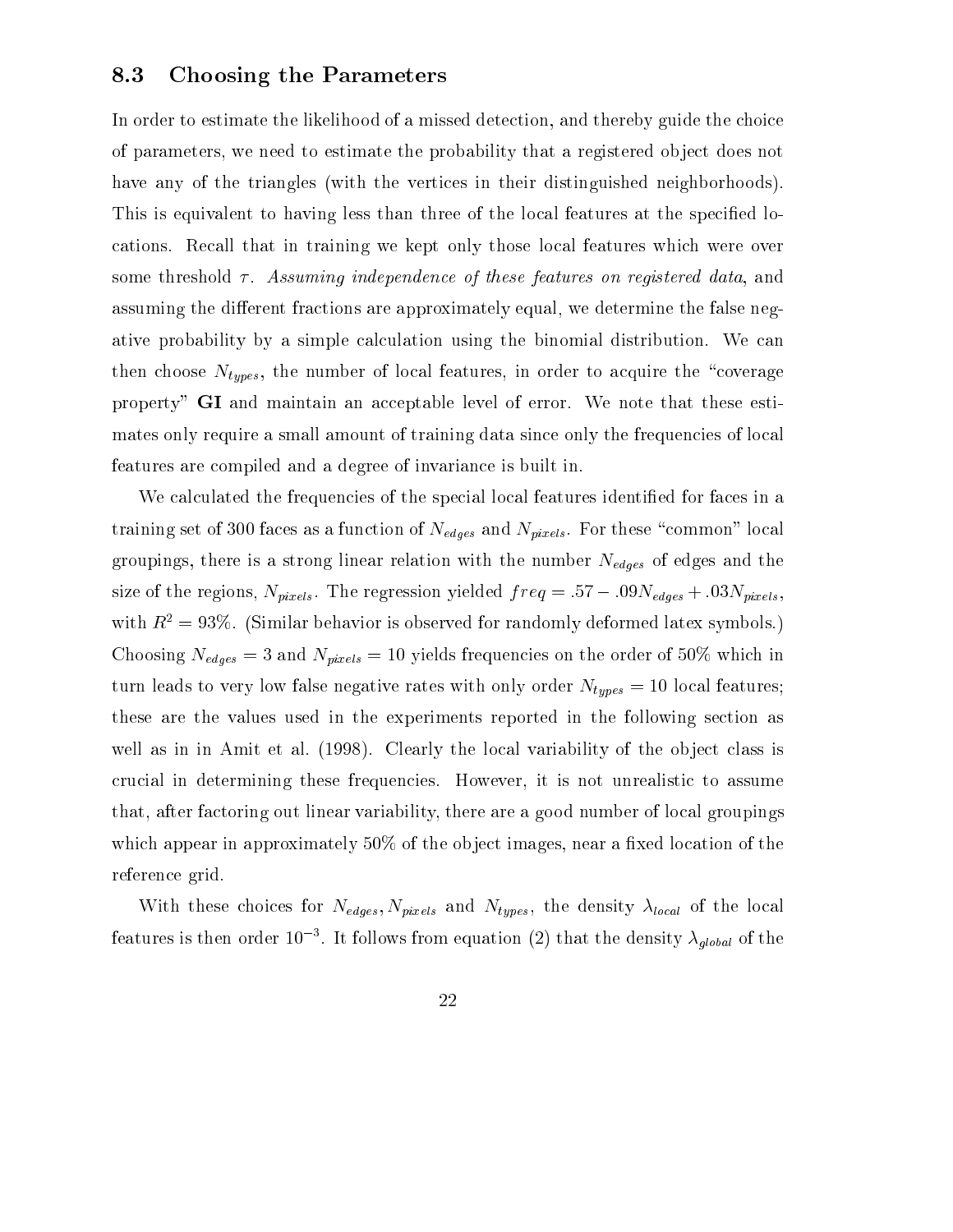### 8.3 Choosing the Parameters

In order to estimate the likelihood of a missed detection, and thereby guide the choice of parameters, we need to estimate the probability that a registered object does not have any of the triangles (with the vertices in their distinguished neighborhoods). This is equivalent to having less than three of the local features at the specified locations. Recall that in training we kept only those local features which were over some threshold $\tau$. *Assuming independence of these features on registered data*, and assuming the different fractions are approximately equal, we determine the false negative probability by a simple calculation using the binomial distribution. We can then choose $N_{types}$, the number of local features, in order to acquire the "coverage property" **GI** and maintain an acceptable level of error. We note that these estimates only require a small amount of training data since only the frequencies of local features are compiled and a degree of invariance is built in.

We calculated the frequencies of the special local features identified for faces in a training set of 300 faces as a function of $N_{edges}$ and $N_{pixels}$. For these "common" local groupings, there is a strong linear relation with the number $N_{edges}$ of edges and the size of the regions, $N_{pixels}$. The regression yielded $freq = .57 - .09N_{edges} + .03N_{pixels}$, with $R^2 = 93\%$. (Similar behavior is observed for randomly deformed latex symbols.) Choosing $N_{edges} = 3$ and $N_{pixels} = 10$ yields frequencies on the order of 50% which in turn leads to very low false negative rates with only order $N_{types} = 10$ local features; these are the values used in the experiments reported in the following section as well as in in Amit et al. (1998). Clearly the local variability of the object class is crucial in determining these frequencies. However, it is not unrealistic to assume that, after factoring out linear variability, there are a good number of local groupings which appear in approximately 50% of the object images, near a fixed location of the reference grid.

With these choices for $N_{edges}, N_{pixels}$ and $N_{types}$, the density $\lambda_{local}$ of the local features is then order $10^{-3}$. It follows from equation (2) that the density $\lambda_{global}$ of the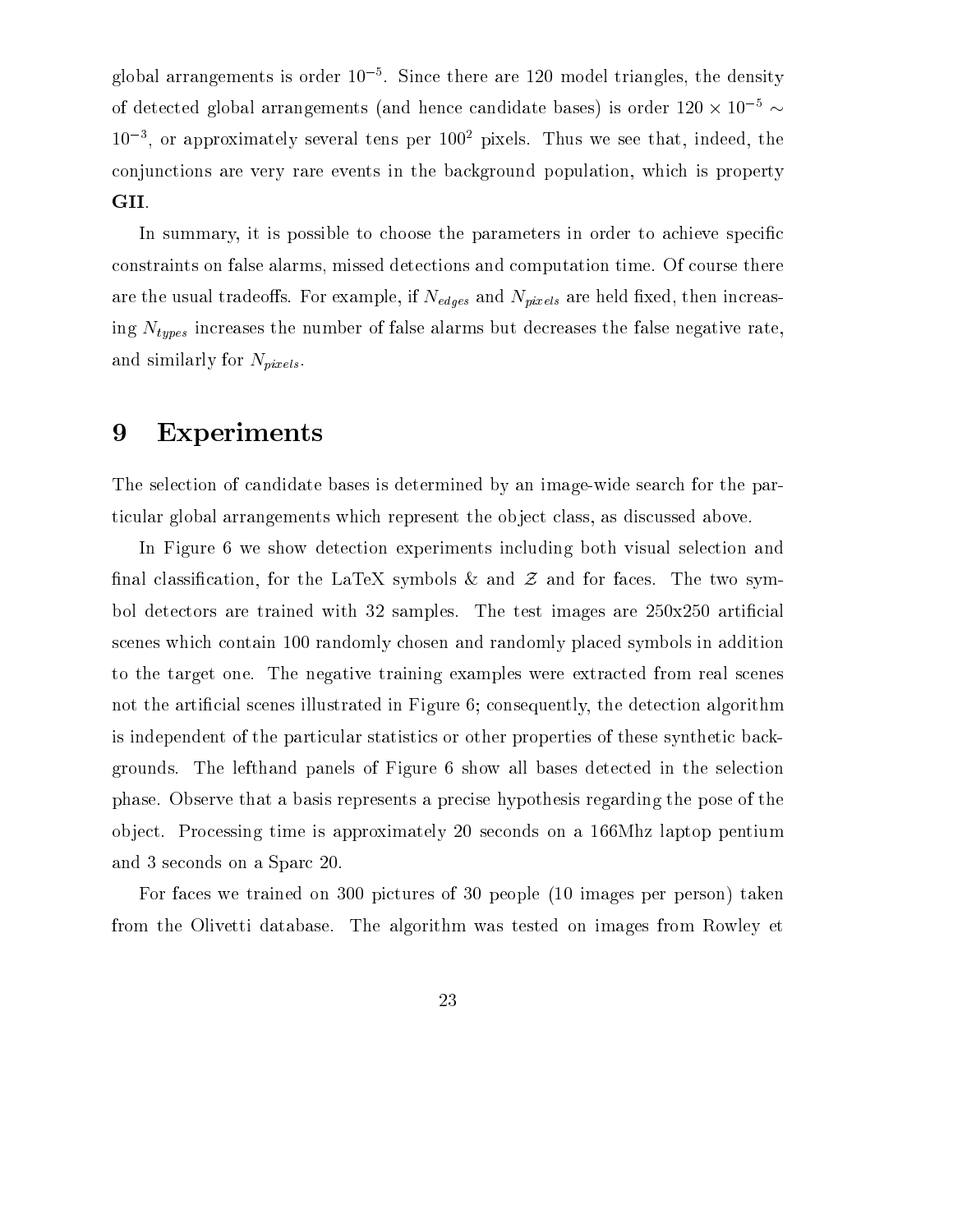global arrangements is order $10^{-5}$. Since there are 120 model triangles, the density of detected global arrangements (and hence candidate bases) is order $120 \times 10^{-5} \sim 10^{-3}$, or approximately several tens per $100^2$ pixels. Thus we see that, indeed, the conjunctions are very rare events in the background population, which is property **GII**.

In summary, it is possible to choose the parameters in order to achieve specific constraints on false alarms, missed detections and computation time. Of course there are the usual tradeoffs. For example, if $N_{edges}$ and $N_{pixels}$ are held fixed, then increasing $N_{types}$ increases the number of false alarms but decreases the false negative rate, and similarly for $N_{pixels}$.

# 9 Experiments

The selection of candidate bases is determined by an image-wide search for the particular global arrangements which represent the object class, as discussed above.

In Figure 6 we show detection experiments including both visual selection and final classification, for the LaTeX symbols & and $\mathcal{Z}$ and for faces. The two symbol detectors are trained with 32 samples. The test images are 250x250 artificial scenes which contain 100 randomly chosen and randomly placed symbols in addition to the target one. The negative training examples were extracted from real scenes not the artificial scenes illustrated in Figure 6; consequently, the detection algorithm is independent of the particular statistics or other properties of these synthetic backgrounds. The lefthand panels of Figure 6 show all bases detected in the selection phase. Observe that a basis represents a precise hypothesis regarding the pose of the object. Processing time is approximately 20 seconds on a 166Mhz laptop pentium and 3 seconds on a Sparc 20.

For faces we trained on 300 pictures of 30 people (10 images per person) taken from the Olivetti database. The algorithm was tested on images from Rowley et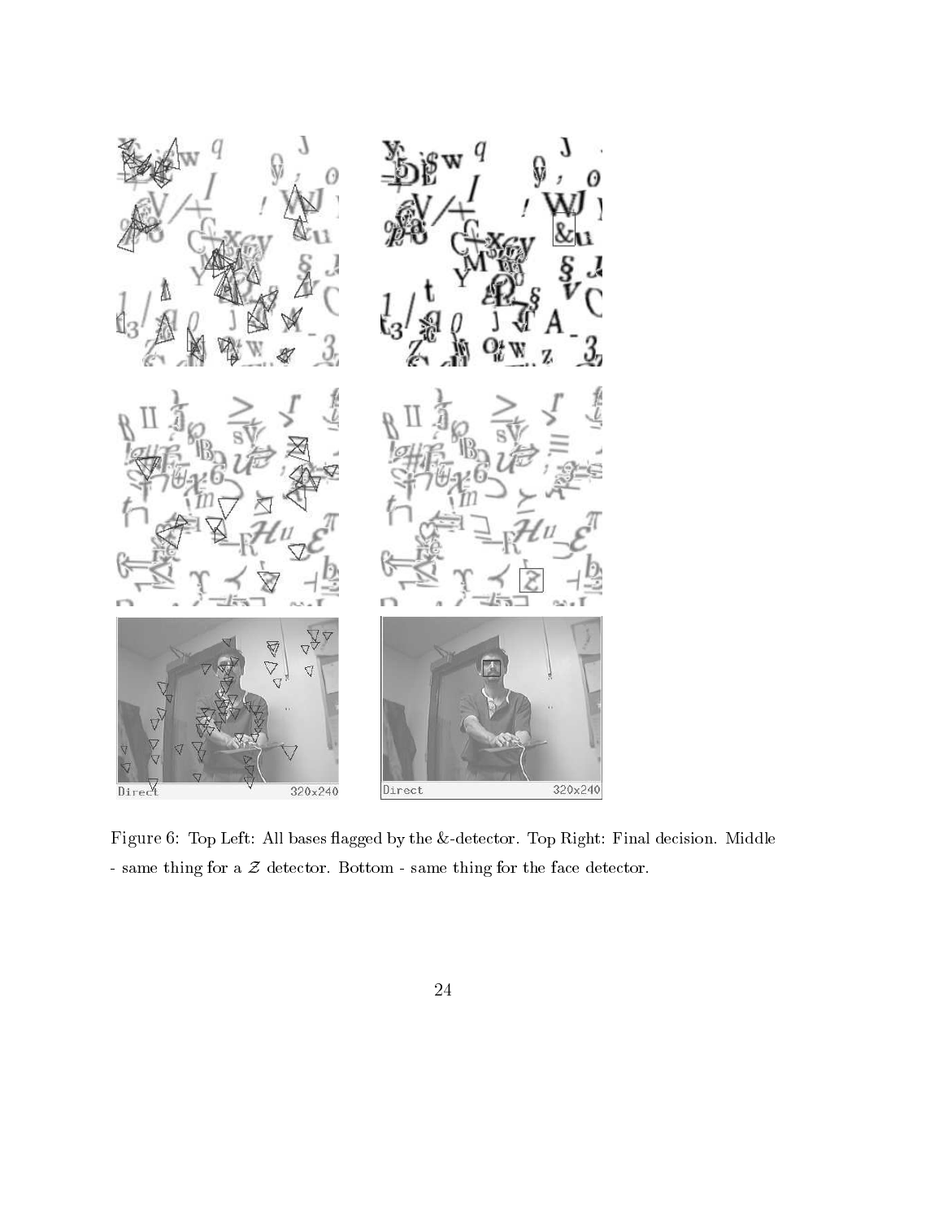Figure 6: Top Left: All bases flagged by the &-detector. Top Right: Final decision. Middle - same thing for a $\mathcal{Z}$ detector. Bottom - same thing for the face detector.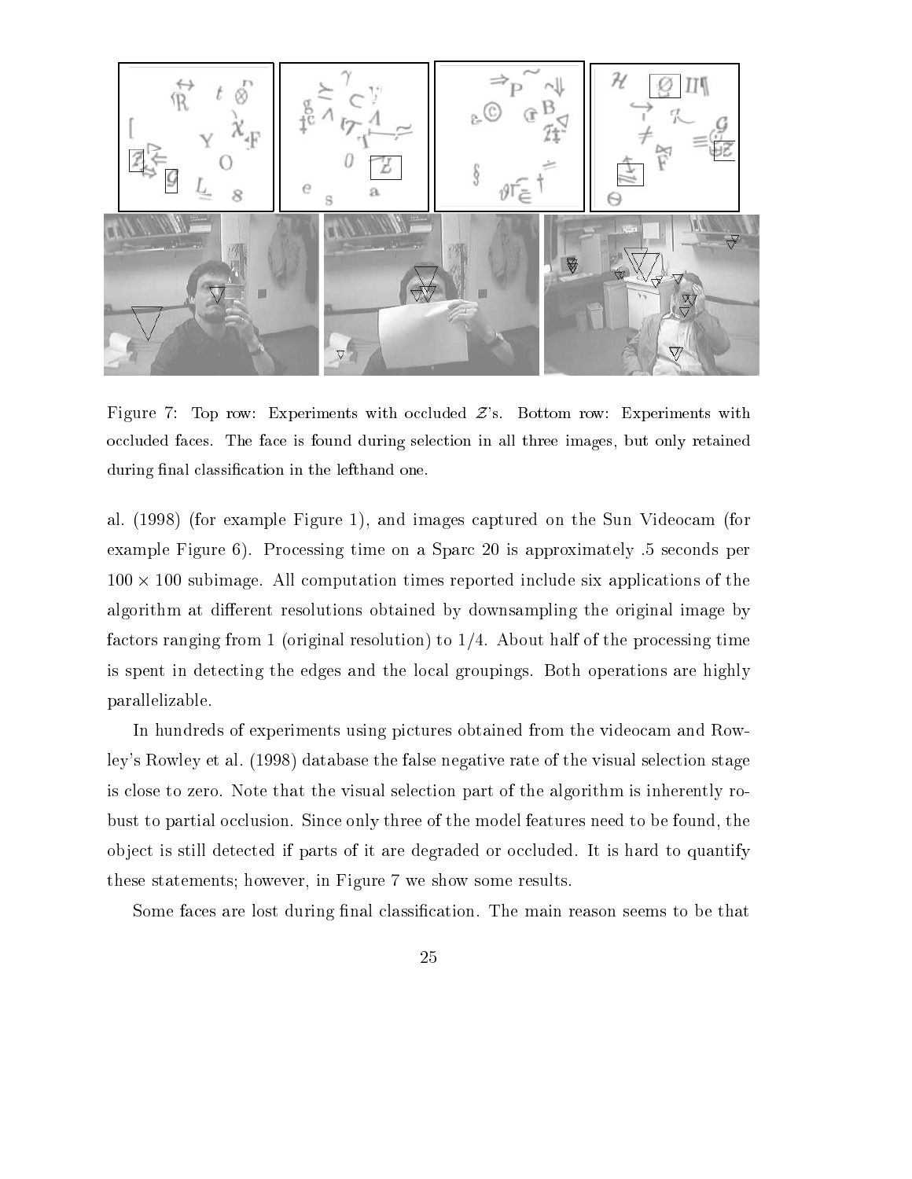Figure 7: Top row: Experiments with occluded $\mathcal{Z}$'s. Bottom row: Experiments with occluded faces. The face is found during selection in all three images, but only retained during final classification in the lefthand one.

al. (1998) (for example Figure 1), and images captured on the Sun Videocam (for example Figure 6). Processing time on a Sparc 20 is approximately .5 seconds per $100 \times 100$ subimage. All computation times reported include six applications of the algorithm at different resolutions obtained by downsampling the original image by factors ranging from 1 (original resolution) to 1/4. About half of the processing time is spent in detecting the edges and the local groupings. Both operations are highly parallelizable.

In hundreds of experiments using pictures obtained from the videocam and Rowley's Rowley et al. (1998) database the false negative rate of the visual selection stage is close to zero. Note that the visual selection part of the algorithm is inherently robust to partial occlusion. Since only three of the model features need to be found, the object is still detected if parts of it are degraded or occluded. It is hard to quantify these statements; however, in Figure 7 we show some results.

Some faces are lost during final classification. The main reason seems to be that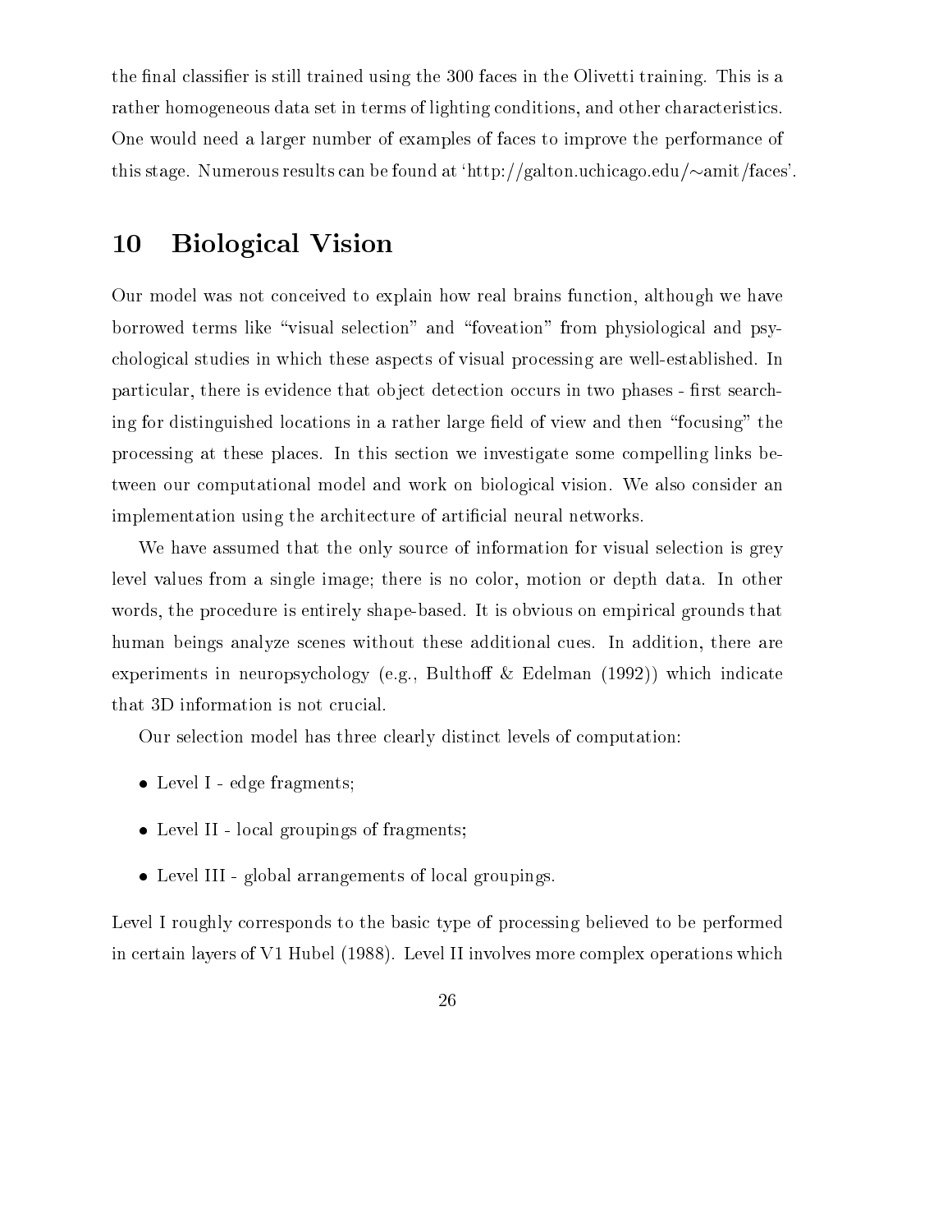the final classifier is still trained using the 300 faces in the Olivetti training. This is a rather homogeneous data set in terms of lighting conditions, and other characteristics. One would need a larger number of examples of faces to improve the performance of this stage. Numerous results can be found at 'http://galton.uchicago.edu/∼amit/faces'.

# 10 Biological Vision

Our model was not conceived to explain how real brains function, although we have borrowed terms like "visual selection" and "foveation" from physiological and psychological studies in which these aspects of visual processing are well-established. In particular, there is evidence that object detection occurs in two phases - first searching for distinguished locations in a rather large field of view and then "focusing" the processing at these places. In this section we investigate some compelling links between our computational model and work on biological vision. We also consider an implementation using the architecture of artificial neural networks.

We have assumed that the only source of information for visual selection is grey level values from a single image; there is no color, motion or depth data. In other words, the procedure is entirely shape-based. It is obvious on empirical grounds that human beings analyze scenes without these additional cues. In addition, there are experiments in neuropsychology (e.g., Bulthoff & Edelman (1992)) which indicate that 3D information is not crucial.

Our selection model has three clearly distinct levels of computation:

- Level I - edge fragments;
- Level II - local groupings of fragments;
- Level III - global arrangements of local groupings.

Level I roughly corresponds to the basic type of processing believed to be performed in certain layers of V1 Hubel (1988). Level II involves more complex operations which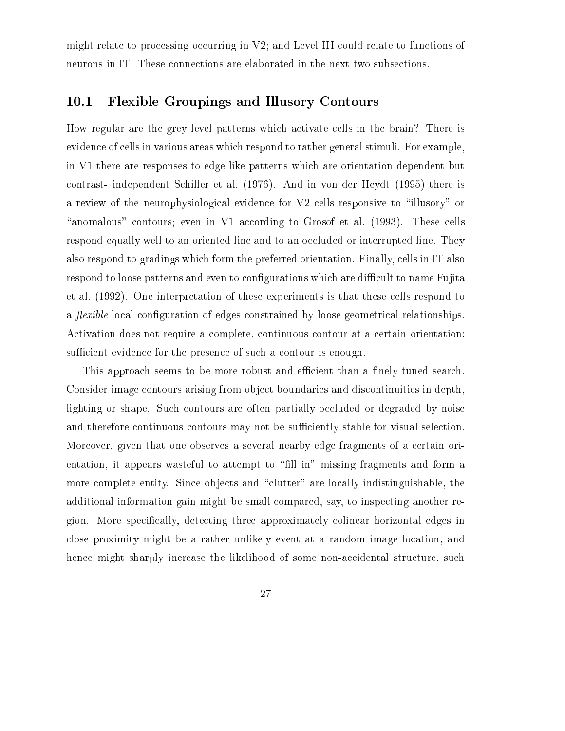might relate to processing occurring in V2; and Level III could relate to functions of neurons in IT. These connections are elaborated in the next two subsections.

## 10.1 Flexible Groupings and Illusory Contours

How regular are the grey level patterns which activate cells in the brain? There is evidence of cells in various areas which respond to rather general stimuli. For example, in V1 there are responses to edge-like patterns which are orientation-dependent but contrast- independent Schiller et al. (1976). And in von der Heydt (1995) there is a review of the neurophysiological evidence for V2 cells responsive to "illusory" or "anomalous" contours; even in V1 according to Grosof et al. (1993). These cells respond equally well to an oriented line and to an occluded or interrupted line. They also respond to gradings which form the preferred orientation. Finally, cells in IT also respond to loose patterns and even to configurations which are difficult to name Fujita et al. (1992). One interpretation of these experiments is that these cells respond to a *flexible* local configuration of edges constrained by loose geometrical relationships. Activation does not require a complete, continuous contour at a certain orientation; sufficient evidence for the presence of such a contour is enough.

This approach seems to be more robust and efficient than a finely-tuned search. Consider image contours arising from object boundaries and discontinuities in depth, lighting or shape. Such contours are often partially occluded or degraded by noise and therefore continuous contours may not be sufficiently stable for visual selection. Moreover, given that one observes a several nearby edge fragments of a certain orientation, it appears wasteful to attempt to "fill in" missing fragments and form a more complete entity. Since objects and "clutter" are locally indistinguishable, the additional information gain might be small compared, say, to inspecting another region. More specifically, detecting three approximately colinear horizontal edges in close proximity might be a rather unlikely event at a random image location, and hence might sharply increase the likelihood of some non-accidental structure, such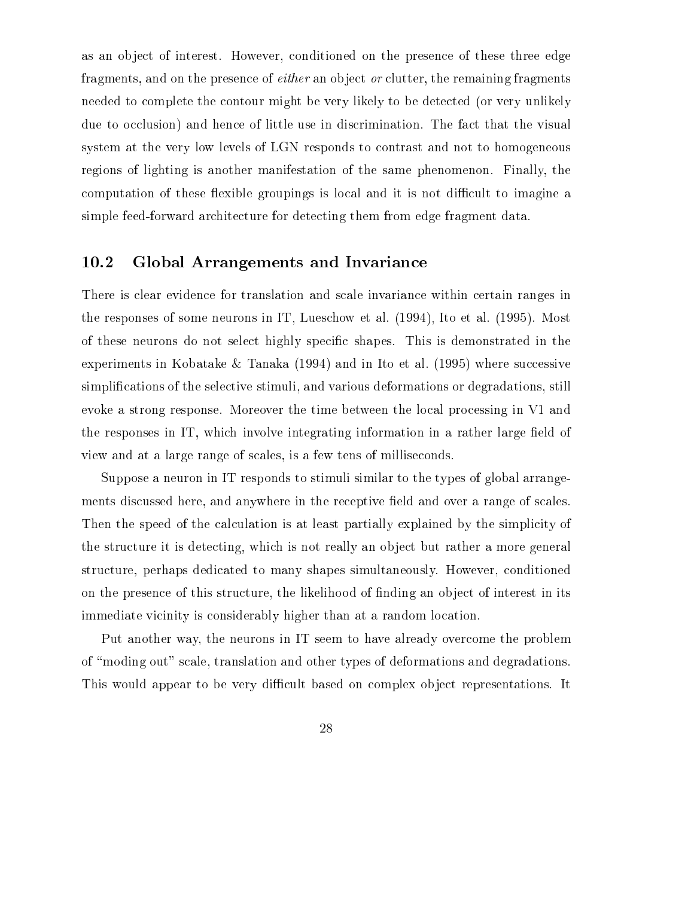as an object of interest. However, conditioned on the presence of these three edge fragments, and on the presence of *either* an object *or* clutter, the remaining fragments needed to complete the contour might be very likely to be detected (or very unlikely due to occlusion) and hence of little use in discrimination. The fact that the visual system at the very low levels of LGN responds to contrast and not to homogeneous regions of lighting is another manifestation of the same phenomenon. Finally, the computation of these flexible groupings is local and it is not difficult to imagine a simple feed-forward architecture for detecting them from edge fragment data.

## 10.2 Global Arrangements and Invariance

There is clear evidence for translation and scale invariance within certain ranges in the responses of some neurons in IT, Lueschow et al. (1994), Ito et al. (1995). Most of these neurons do not select highly specific shapes. This is demonstrated in the experiments in Kobatake & Tanaka (1994) and in Ito et al. (1995) where successive simplifications of the selective stimuli, and various deformations or degradations, still evoke a strong response. Moreover the time between the local processing in V1 and the responses in IT, which involve integrating information in a rather large field of view and at a large range of scales, is a few tens of milliseconds.

Suppose a neuron in IT responds to stimuli similar to the types of global arrangements discussed here, and anywhere in the receptive field and over a range of scales. Then the speed of the calculation is at least partially explained by the simplicity of the structure it is detecting, which is not really an object but rather a more general structure, perhaps dedicated to many shapes simultaneously. However, conditioned on the presence of this structure, the likelihood of finding an object of interest in its immediate vicinity is considerably higher than at a random location.

Put another way, the neurons in IT seem to have already overcome the problem of "moding out" scale, translation and other types of deformations and degradations. This would appear to be very difficult based on complex object representations. It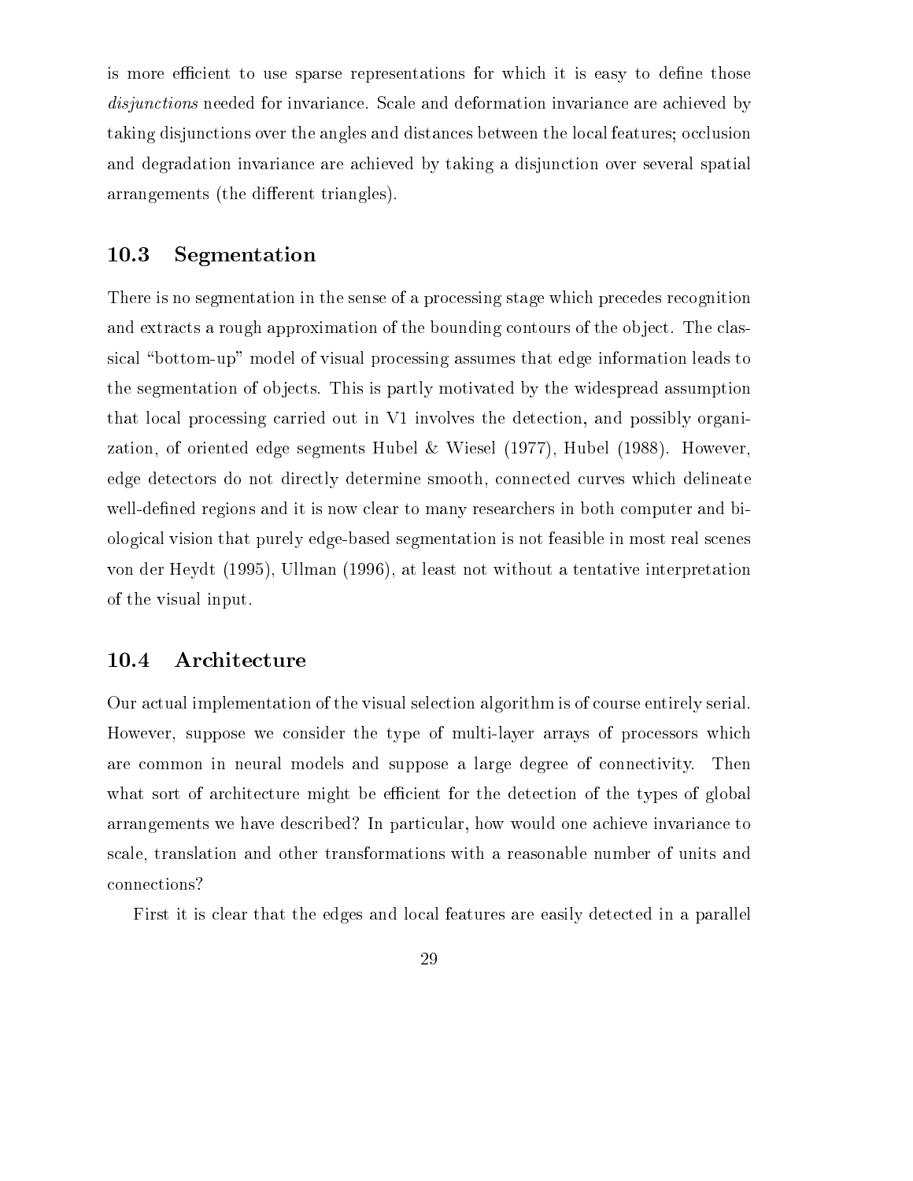is more efficient to use sparse representations for which it is easy to define those *disjunctions* needed for invariance. Scale and deformation invariance are achieved by taking disjunctions over the angles and distances between the local features; occlusion and degradation invariance are achieved by taking a disjunction over several spatial arrangements (the different triangles).

## 10.3 Segmentation

There is no segmentation in the sense of a processing stage which precedes recognition and extracts a rough approximation of the bounding contours of the object. The classical "bottom-up" model of visual processing assumes that edge information leads to the segmentation of objects. This is partly motivated by the widespread assumption that local processing carried out in V1 involves the detection, and possibly organization, of oriented edge segments Hubel & Wiesel (1977), Hubel (1988). However, edge detectors do not directly determine smooth, connected curves which delineate well-defined regions and it is now clear to many researchers in both computer and biological vision that purely edge-based segmentation is not feasible in most real scenes von der Heydt (1995), Ullman (1996), at least not without a tentative interpretation of the visual input.

## 10.4 Architecture

Our actual implementation of the visual selection algorithm is of course entirely serial. However, suppose we consider the type of multi-layer arrays of processors which are common in neural models and suppose a large degree of connectivity. Then what sort of architecture might be efficient for the detection of the types of global arrangements we have described? In particular, how would one achieve invariance to scale, translation and other transformations with a reasonable number of units and connections?

First it is clear that the edges and local features are easily detected in a parallel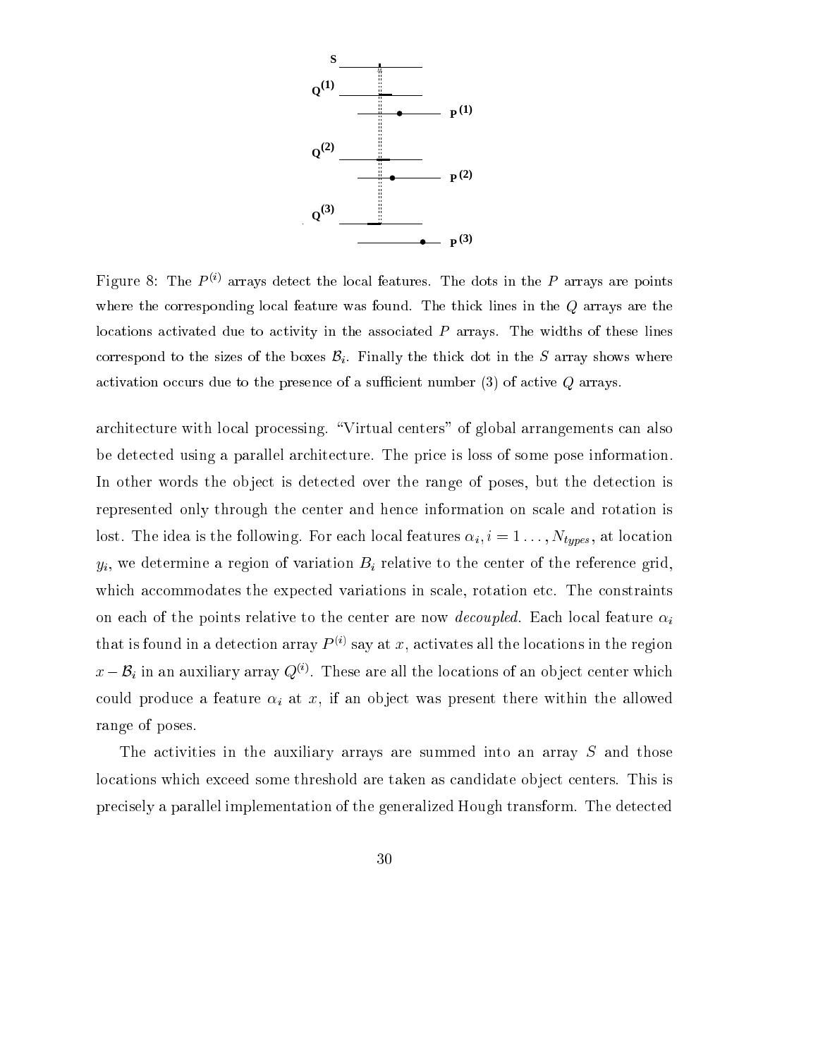Figure 8: The $P^{(i)}$ arrays detect the local features. The dots in the $P$ arrays are points where the corresponding local feature was found. The thick lines in the $Q$ arrays are the locations activated due to activity in the associated $P$ arrays. The widths of these lines correspond to the sizes of the boxes $\mathcal{B}_i$. Finally the thick dot in the $S$ array shows where activation occurs due to the presence of a sufficient number (3) of active $Q$ arrays.

architecture with local processing. "Virtual centers" of global arrangements can also be detected using a parallel architecture. The price is loss of some pose information. In other words the object is detected over the range of poses, but the detection is represented only through the center and hence information on scale and rotation is lost. The idea is the following. For each local features $\alpha_i, i = 1 \ldots, N_{types}$, at location $y_i$, we determine a region of variation $B_i$ relative to the center of the reference grid, which accommodates the expected variations in scale, rotation etc. The constraints on each of the points relative to the center are now *decoupled*. Each local feature $\alpha_i$ that is found in a detection array $P^{(i)}$ say at $x$, activates all the locations in the region $x - \mathcal{B}_i$ in an auxiliary array $Q^{(i)}$. These are all the locations of an object center which could produce a feature $\alpha_i$ at $x$, if an object was present there within the allowed range of poses.

The activities in the auxiliary arrays are summed into an array $S$ and those locations which exceed some threshold are taken as candidate object centers. This is precisely a parallel implementation of the generalized Hough transform. The detected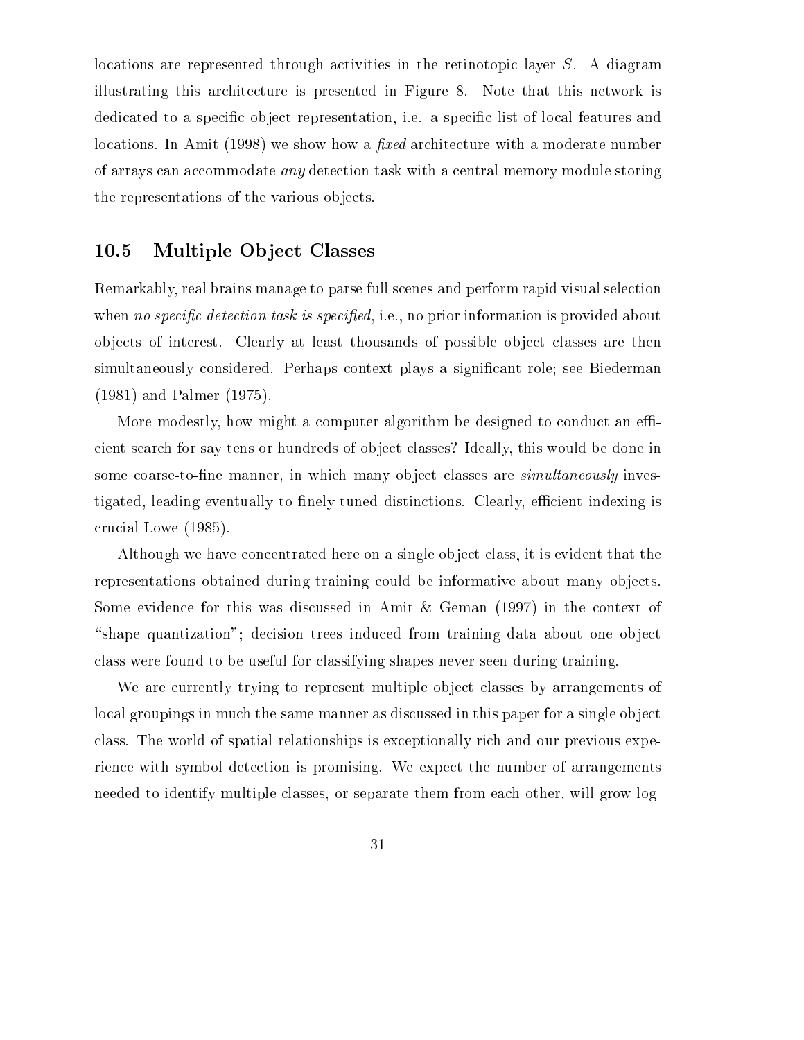locations are represented through activities in the retinotopic layer $S$. A diagram illustrating this architecture is presented in Figure 8. Note that this network is dedicated to a specific object representation, i.e. a specific list of local features and locations. In Amit (1998) we show how a *fixed* architecture with a moderate number of arrays can accommodate *any* detection task with a central memory module storing the representations of the various objects.

## 10.5 Multiple Object Classes

Remarkably, real brains manage to parse full scenes and perform rapid visual selection when *no specific detection task is specified*, i.e., no prior information is provided about objects of interest. Clearly at least thousands of possible object classes are then simultaneously considered. Perhaps context plays a significant role; see Biederman (1981) and Palmer (1975).

More modestly, how might a computer algorithm be designed to conduct an efficient search for say tens or hundreds of object classes? Ideally, this would be done in some coarse-to-fine manner, in which many object classes are *simultaneously* investigated, leading eventually to finely-tuned distinctions. Clearly, efficient indexing is crucial Lowe (1985).

Although we have concentrated here on a single object class, it is evident that the representations obtained during training could be informative about many objects. Some evidence for this was discussed in Amit & Geman (1997) in the context of "shape quantization"; decision trees induced from training data about one object class were found to be useful for classifying shapes never seen during training.

We are currently trying to represent multiple object classes by arrangements of local groupings in much the same manner as discussed in this paper for a single object class. The world of spatial relationships is exceptionally rich and our previous experience with symbol detection is promising. We expect the number of arrangements needed to identify multiple classes, or separate them from each other, will grow log-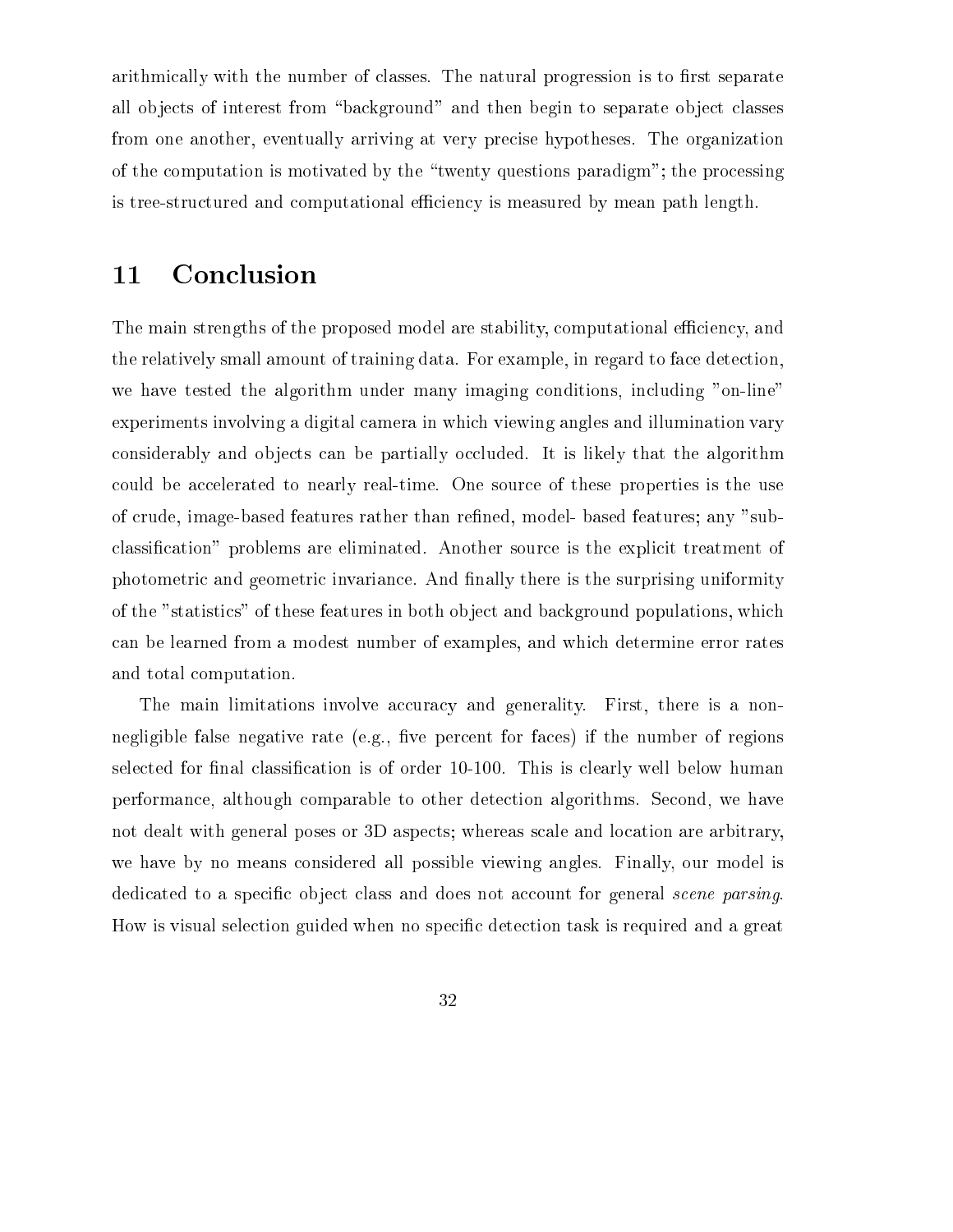arithmically with the number of classes. The natural progression is to first separate all objects of interest from "background" and then begin to separate object classes from one another, eventually arriving at very precise hypotheses. The organization of the computation is motivated by the "twenty questions paradigm"; the processing is tree-structured and computational efficiency is measured by mean path length.

# 11 Conclusion

The main strengths of the proposed model are stability, computational efficiency, and the relatively small amount of training data. For example, in regard to face detection, we have tested the algorithm under many imaging conditions, including "on-line" experiments involving a digital camera in which viewing angles and illumination vary considerably and objects can be partially occluded. It is likely that the algorithm could be accelerated to nearly real-time. One source of these properties is the use of crude, image-based features rather than refined, model- based features; any "sub-classification" problems are eliminated. Another source is the explicit treatment of photometric and geometric invariance. And finally there is the surprising uniformity of the "statistics" of these features in both object and background populations, which can be learned from a modest number of examples, and which determine error rates and total computation.

The main limitations involve accuracy and generality. First, there is a non-negligible false negative rate (e.g., five percent for faces) if the number of regions selected for final classification is of order 10-100. This is clearly well below human performance, although comparable to other detection algorithms. Second, we have not dealt with general poses or 3D aspects; whereas scale and location are arbitrary, we have by no means considered all possible viewing angles. Finally, our model is dedicated to a specific object class and does not account for general *scene parsing*. How is visual selection guided when no specific detection task is required and a great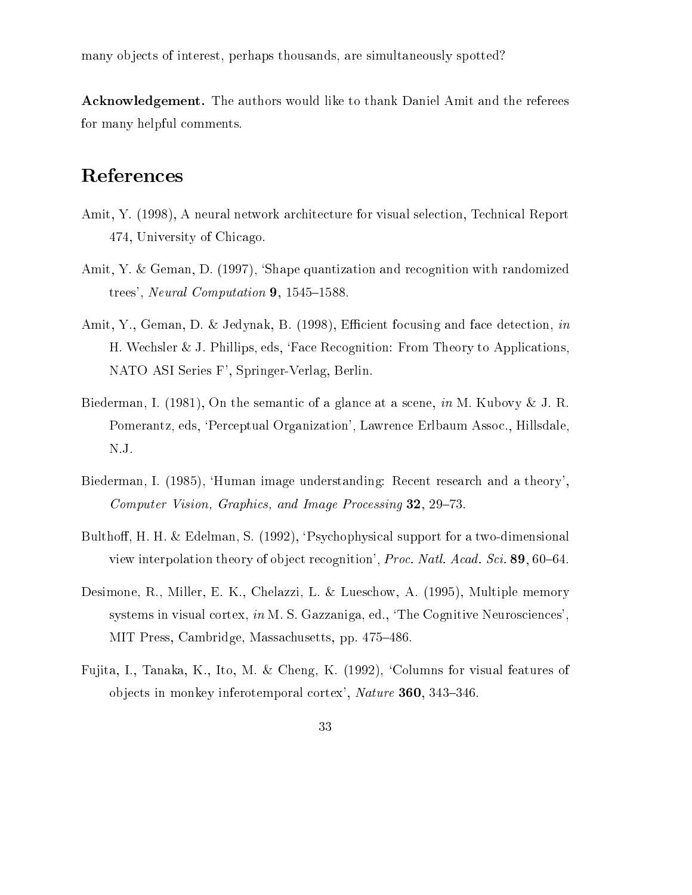many objects of interest, perhaps thousands, are simultaneously spotted?

**Acknowledgement.** The authors would like to thank Daniel Amit and the referees for many helpful comments.

# References

Amit, Y. (1998), A neural network architecture for visual selection, Technical Report 474, University of Chicago.

Amit, Y. & Geman, D. (1997), 'Shape quantization and recognition with randomized trees', *Neural Computation* **9**, 1545–1588.

Amit, Y., Geman, D. & Jedynak, B. (1998), Efficient focusing and face detection, *in* H. Wechsler & J. Phillips, eds, 'Face Recognition: From Theory to Applications, NATO ASI Series F', Springer-Verlag, Berlin.

Biederman, I. (1981), On the semantic of a glance at a scene, *in* M. Kubovy & J. R. Pomerantz, eds, 'Perceptual Organization', Lawrence Erlbaum Assoc., Hillsdale, N.J.

Biederman, I. (1985), 'Human image understanding: Recent research and a theory', *Computer Vision, Graphics, and Image Processing* **32**, 29–73.

Bulthoff, H. H. & Edelman, S. (1992), 'Psychophysical support for a two-dimensional view interpolation theory of object recognition', *Proc. Natl. Acad. Sci.* **89**, 60–64.

Desimone, R., Miller, E. K., Chelazzi, L. & Lueschow, A. (1995), Multiple memory systems in visual cortex, *in* M. S. Gazzaniga, ed., 'The Cognitive Neurosciences', MIT Press, Cambridge, Massachusetts, pp. 475–486.

Fujita, I., Tanaka, K., Ito, M. & Cheng, K. (1992), 'Columns for visual features of objects in monkey inferotemporal cortex', *Nature* **360**, 343–346.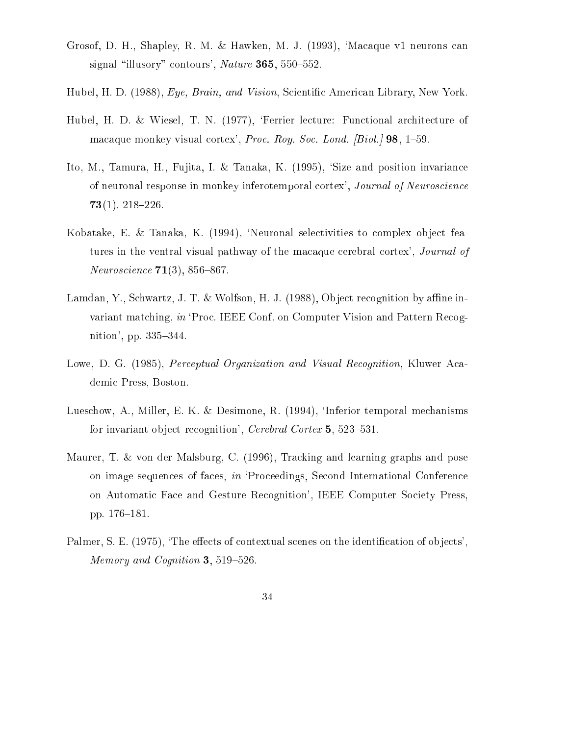Grosof, D. H., Shapley, R. M. & Hawken, M. J. (1993), 'Macaque v1 neurons can signal "illusory" contours', *Nature* **365**, 550–552.

Hubel, H. D. (1988), *Eye, Brain, and Vision*, Scientific American Library, New York.

Hubel, H. D. & Wiesel, T. N. (1977), 'Ferrier lecture: Functional architecture of macaque monkey visual cortex', *Proc. Roy. Soc. Lond. [Biol.]* **98**, 1–59.

Ito, M., Tamura, H., Fujita, I. & Tanaka, K. (1995), 'Size and position invariance of neuronal response in monkey inferotemporal cortex', *Journal of Neuroscience* **73**(1), 218–226.

Kobatake, E. & Tanaka, K. (1994), 'Neuronal selectivities to complex object features in the ventral visual pathway of the macaque cerebral cortex', *Journal of Neuroscience* **71**(3), 856–867.

Lamdan, Y., Schwartz, J. T. & Wolfson, H. J. (1988), Object recognition by affine invariant matching, *in* 'Proc. IEEE Conf. on Computer Vision and Pattern Recognition', pp. 335–344.

Lowe, D. G. (1985), *Perceptual Organization and Visual Recognition*, Kluwer Academic Press, Boston.

Lueschow, A., Miller, E. K. & Desimone, R. (1994), 'Inferior temporal mechanisms for invariant object recognition', *Cerebral Cortex* **5**, 523–531.

Maurer, T. & von der Malsburg, C. (1996), Tracking and learning graphs and pose on image sequences of faces, *in* 'Proceedings, Second International Conference on Automatic Face and Gesture Recognition', IEEE Computer Society Press, pp. 176–181.

Palmer, S. E. (1975), 'The effects of contextual scenes on the identification of objects', *Memory and Cognition* **3**, 519–526.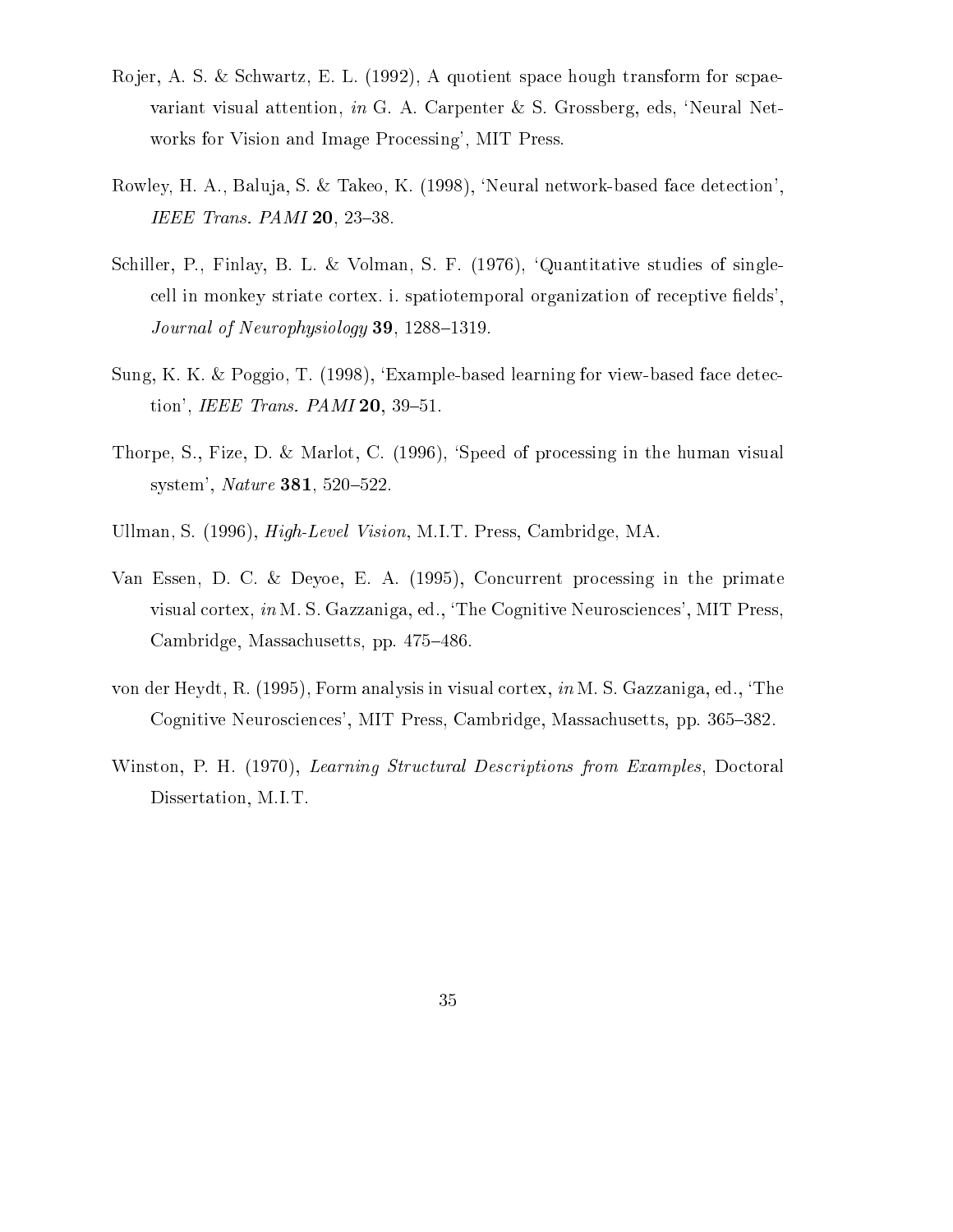Rojer, A. S. & Schwartz, E. L. (1992), A quotient space hough transform for scpae-variant visual attention, *in* G. A. Carpenter & S. Grossberg, eds, 'Neural Networks for Vision and Image Processing', MIT Press.

Rowley, H. A., Baluja, S. & Takeo, K. (1998), 'Neural network-based face detection', *IEEE Trans. PAMI* **20**, 23–38.

Schiller, P., Finlay, B. L. & Volman, S. F. (1976), 'Quantitative studies of single-cell in monkey striate cortex. i. spatiotemporal organization of receptive fields', *Journal of Neurophysiology* **39**, 1288–1319.

Sung, K. K. & Poggio, T. (1998), 'Example-based learning for view-based face detection', *IEEE Trans. PAMI* **20**, 39–51.

Thorpe, S., Fize, D. & Marlot, C. (1996), 'Speed of processing in the human visual system', *Nature* **381**, 520–522.

Ullman, S. (1996), *High-Level Vision*, M.I.T. Press, Cambridge, MA.

Van Essen, D. C. & Deyoe, E. A. (1995), Concurrent processing in the primate visual cortex, *in* M. S. Gazzaniga, ed., 'The Cognitive Neurosciences', MIT Press, Cambridge, Massachusetts, pp. 475–486.

von der Heydt, R. (1995), Form analysis in visual cortex, *in* M. S. Gazzaniga, ed., 'The Cognitive Neurosciences', MIT Press, Cambridge, Massachusetts, pp. 365–382.

Winston, P. H. (1970), *Learning Structural Descriptions from Examples*, Doctoral Dissertation, M.I.T.